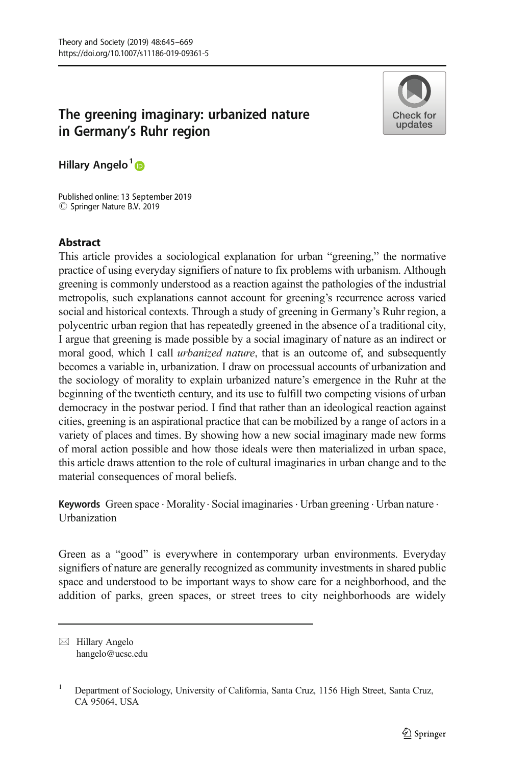# The greening imaginary: urbanized nature in Germany's Ruhr region

**Hillary Angelo**[1]

Published online: 13 September 2019
© Springer Nature B.V. 2019

## Abstract

This article provides a sociological explanation for urban "greening," the normative practice of using everyday signifiers of nature to fix problems with urbanism. Although greening is commonly understood as a reaction against the pathologies of the industrial metropolis, such explanations cannot account for greening's recurrence across varied social and historical contexts. Through a study of greening in Germany's Ruhr region, a polycentric urban region that has repeatedly greened in the absence of a traditional city, I argue that greening is made possible by a social imaginary of nature as an indirect or moral good, which I call *urbanized nature*, that is an outcome of, and subsequently becomes a variable in, urbanization. I draw on processual accounts of urbanization and the sociology of morality to explain urbanized nature's emergence in the Ruhr at the beginning of the twentieth century, and its use to fulfill two competing visions of urban democracy in the postwar period. I find that rather than an ideological reaction against cities, greening is an aspirational practice that can be mobilized by a range of actors in a variety of places and times. By showing how a new social imaginary made new forms of moral action possible and how those ideals were then materialized in urban space, this article draws attention to the role of cultural imaginaries in urban change and to the material consequences of moral beliefs.

**Keywords** Green space · Morality · Social imaginaries · Urban greening · Urban nature · Urbanization

Green as a "good" is everywhere in contemporary urban environments. Everyday signifiers of nature are generally recognized as community investments in shared public space and understood to be important ways to show care for a neighborhood, and the addition of parks, green spaces, or street trees to city neighborhoods are widely

---

✉ Hillary Angelo
hangelo@ucsc.edu

[1] Department of Sociology, University of California, Santa Cruz, 1156 High Street, Santa Cruz, CA 95064, USA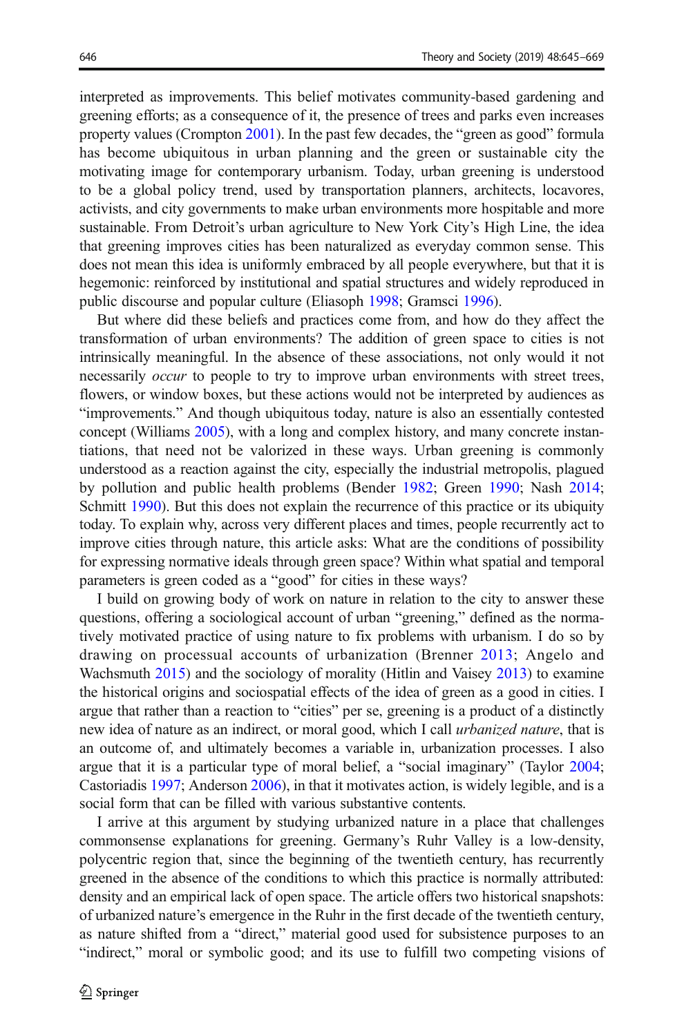interpreted as improvements. This belief motivates community-based gardening and greening efforts; as a consequence of it, the presence of trees and parks even increases property values (Crompton 2001). In the past few decades, the "green as good" formula has become ubiquitous in urban planning and the green or sustainable city the motivating image for contemporary urbanism. Today, urban greening is understood to be a global policy trend, used by transportation planners, architects, locavores, activists, and city governments to make urban environments more hospitable and more sustainable. From Detroit's urban agriculture to New York City's High Line, the idea that greening improves cities has been naturalized as everyday common sense. This does not mean this idea is uniformly embraced by all people everywhere, but that it is hegemonic: reinforced by institutional and spatial structures and widely reproduced in public discourse and popular culture (Eliasoph 1998; Gramsci 1996).

But where did these beliefs and practices come from, and how do they affect the transformation of urban environments? The addition of green space to cities is not intrinsically meaningful. In the absence of these associations, not only would it not necessarily *occur* to people to try to improve urban environments with street trees, flowers, or window boxes, but these actions would not be interpreted by audiences as "improvements." And though ubiquitous today, nature is also an essentially contested concept (Williams 2005), with a long and complex history, and many concrete instantiations, that need not be valorized in these ways. Urban greening is commonly understood as a reaction against the city, especially the industrial metropolis, plagued by pollution and public health problems (Bender 1982; Green 1990; Nash 2014; Schmitt 1990). But this does not explain the recurrence of this practice or its ubiquity today. To explain why, across very different places and times, people recurrently act to improve cities through nature, this article asks: What are the conditions of possibility for expressing normative ideals through green space? Within what spatial and temporal parameters is green coded as a "good" for cities in these ways?

I build on growing body of work on nature in relation to the city to answer these questions, offering a sociological account of urban "greening," defined as the normatively motivated practice of using nature to fix problems with urbanism. I do so by drawing on processual accounts of urbanization (Brenner 2013; Angelo and Wachsmuth 2015) and the sociology of morality (Hitlin and Vaisey 2013) to examine the historical origins and sociospatial effects of the idea of green as a good in cities. I argue that rather than a reaction to "cities" per se, greening is a product of a distinctly new idea of nature as an indirect, or moral good, which I call *urbanized nature*, that is an outcome of, and ultimately becomes a variable in, urbanization processes. I also argue that it is a particular type of moral belief, a "social imaginary" (Taylor 2004; Castoriadis 1997; Anderson 2006), in that it motivates action, is widely legible, and is a social form that can be filled with various substantive contents.

I arrive at this argument by studying urbanized nature in a place that challenges commonsense explanations for greening. Germany's Ruhr Valley is a low-density, polycentric region that, since the beginning of the twentieth century, has recurrently greened in the absence of the conditions to which this practice is normally attributed: density and an empirical lack of open space. The article offers two historical snapshots: of urbanized nature's emergence in the Ruhr in the first decade of the twentieth century, as nature shifted from a "direct," material good used for subsistence purposes to an "indirect," moral or symbolic good; and its use to fulfill two competing visions of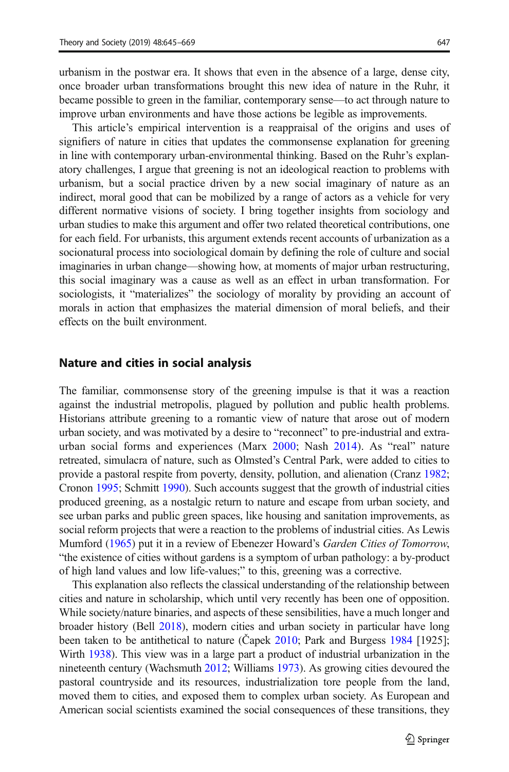urbanism in the postwar era. It shows that even in the absence of a large, dense city, once broader urban transformations brought this new idea of nature in the Ruhr, it became possible to green in the familiar, contemporary sense—to act through nature to improve urban environments and have those actions be legible as improvements.

This article's empirical intervention is a reappraisal of the origins and uses of signifiers of nature in cities that updates the commonsense explanation for greening in line with contemporary urban-environmental thinking. Based on the Ruhr's explanatory challenges, I argue that greening is not an ideological reaction to problems with urbanism, but a social practice driven by a new social imaginary of nature as an indirect, moral good that can be mobilized by a range of actors as a vehicle for very different normative visions of society. I bring together insights from sociology and urban studies to make this argument and offer two related theoretical contributions, one for each field. For urbanists, this argument extends recent accounts of urbanization as a socionatural process into sociological domain by defining the role of culture and social imaginaries in urban change—showing how, at moments of major urban restructuring, this social imaginary was a cause as well as an effect in urban transformation. For sociologists, it "materializes" the sociology of morality by providing an account of morals in action that emphasizes the material dimension of moral beliefs, and their effects on the built environment.

## Nature and cities in social analysis

The familiar, commonsense story of the greening impulse is that it was a reaction against the industrial metropolis, plagued by pollution and public health problems. Historians attribute greening to a romantic view of nature that arose out of modern urban society, and was motivated by a desire to "reconnect" to pre-industrial and extra-urban social forms and experiences (Marx 2000; Nash 2014). As "real" nature retreated, simulacra of nature, such as Olmsted's Central Park, were added to cities to provide a pastoral respite from poverty, density, pollution, and alienation (Cranz 1982; Cronon 1995; Schmitt 1990). Such accounts suggest that the growth of industrial cities produced greening, as a nostalgic return to nature and escape from urban society, and see urban parks and public green spaces, like housing and sanitation improvements, as social reform projects that were a reaction to the problems of industrial cities. As Lewis Mumford (1965) put it in a review of Ebenezer Howard's *Garden Cities of Tomorrow*, "the existence of cities without gardens is a symptom of urban pathology: a by-product of high land values and low life-values;" to this, greening was a corrective.

This explanation also reflects the classical understanding of the relationship between cities and nature in scholarship, which until very recently has been one of opposition. While society/nature binaries, and aspects of these sensibilities, have a much longer and broader history (Bell 2018), modern cities and urban society in particular have long been taken to be antithetical to nature (Čapek 2010; Park and Burgess 1984 [1925]; Wirth 1938). This view was in a large part a product of industrial urbanization in the nineteenth century (Wachsmuth 2012; Williams 1973). As growing cities devoured the pastoral countryside and its resources, industrialization tore people from the land, moved them to cities, and exposed them to complex urban society. As European and American social scientists examined the social consequences of these transitions, they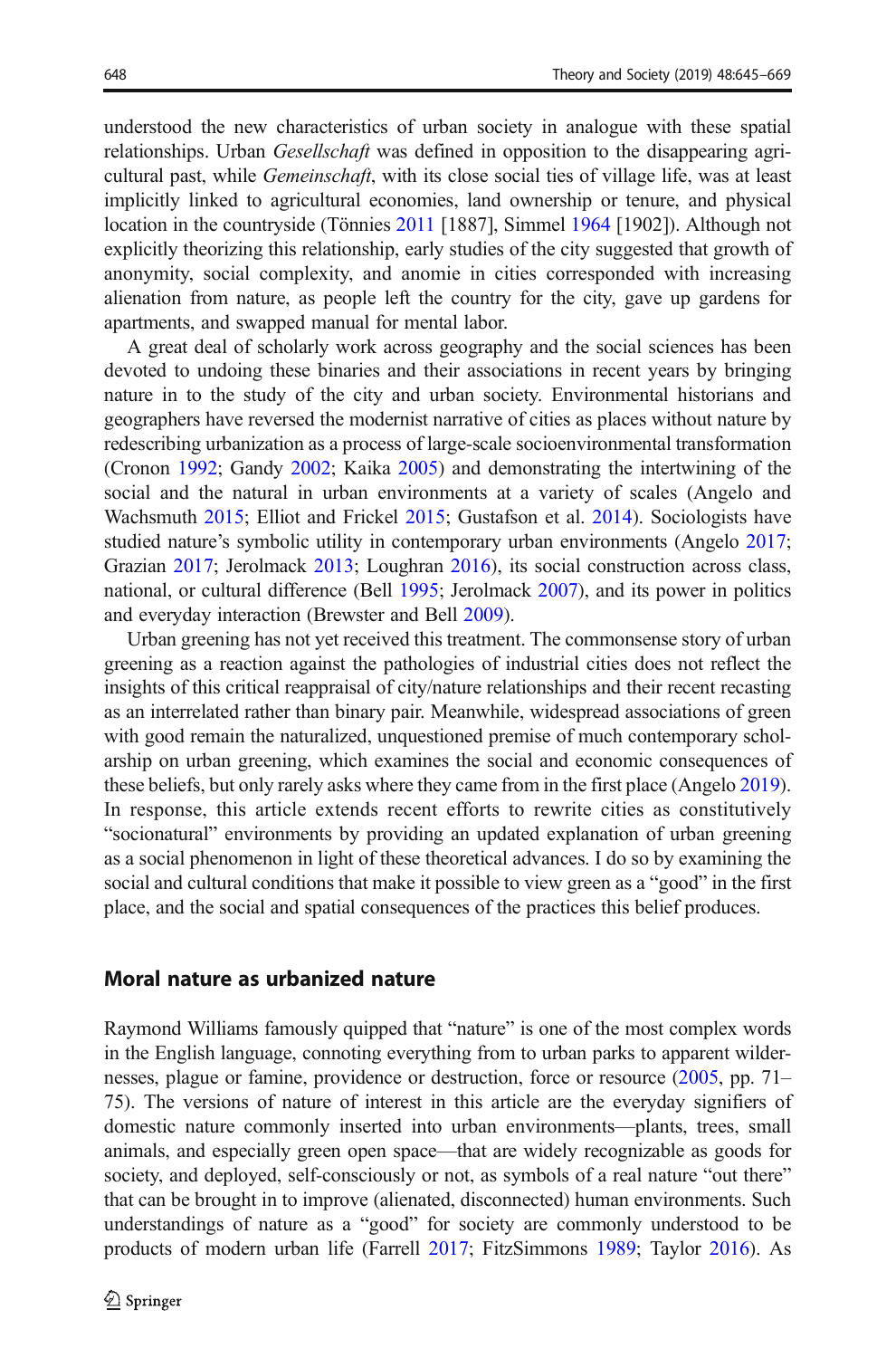understood the new characteristics of urban society in analogue with these spatial relationships. Urban *Gesellschaft* was defined in opposition to the disappearing agricultural past, while *Gemeinschaft*, with its close social ties of village life, was at least implicitly linked to agricultural economies, land ownership or tenure, and physical location in the countryside (Tönnies 2011 [1887], Simmel 1964 [1902]). Although not explicitly theorizing this relationship, early studies of the city suggested that growth of anonymity, social complexity, and anomie in cities corresponded with increasing alienation from nature, as people left the country for the city, gave up gardens for apartments, and swapped manual for mental labor.

A great deal of scholarly work across geography and the social sciences has been devoted to undoing these binaries and their associations in recent years by bringing nature in to the study of the city and urban society. Environmental historians and geographers have reversed the modernist narrative of cities as places without nature by redescribing urbanization as a process of large-scale socioenvironmental transformation (Cronon 1992; Gandy 2002; Kaika 2005) and demonstrating the intertwining of the social and the natural in urban environments at a variety of scales (Angelo and Wachsmuth 2015; Elliot and Frickel 2015; Gustafson et al. 2014). Sociologists have studied nature's symbolic utility in contemporary urban environments (Angelo 2017; Grazian 2017; Jerolmack 2013; Loughran 2016), its social construction across class, national, or cultural difference (Bell 1995; Jerolmack 2007), and its power in politics and everyday interaction (Brewster and Bell 2009).

Urban greening has not yet received this treatment. The commonsense story of urban greening as a reaction against the pathologies of industrial cities does not reflect the insights of this critical reappraisal of city/nature relationships and their recent recasting as an interrelated rather than binary pair. Meanwhile, widespread associations of green with good remain the naturalized, unquestioned premise of much contemporary scholarship on urban greening, which examines the social and economic consequences of these beliefs, but only rarely asks where they came from in the first place (Angelo 2019). In response, this article extends recent efforts to rewrite cities as constitutively "socionatural" environments by providing an updated explanation of urban greening as a social phenomenon in light of these theoretical advances. I do so by examining the social and cultural conditions that make it possible to view green as a "good" in the first place, and the social and spatial consequences of the practices this belief produces.

## Moral nature as urbanized nature

Raymond Williams famously quipped that "nature" is one of the most complex words in the English language, connoting everything from to urban parks to apparent wildernesses, plague or famine, providence or destruction, force or resource (2005, pp. 71–75). The versions of nature of interest in this article are the everyday signifiers of domestic nature commonly inserted into urban environments—plants, trees, small animals, and especially green open space—that are widely recognizable as goods for society, and deployed, self-consciously or not, as symbols of a real nature "out there" that can be brought in to improve (alienated, disconnected) human environments. Such understandings of nature as a "good" for society are commonly understood to be products of modern urban life (Farrell 2017; FitzSimmons 1989; Taylor 2016). As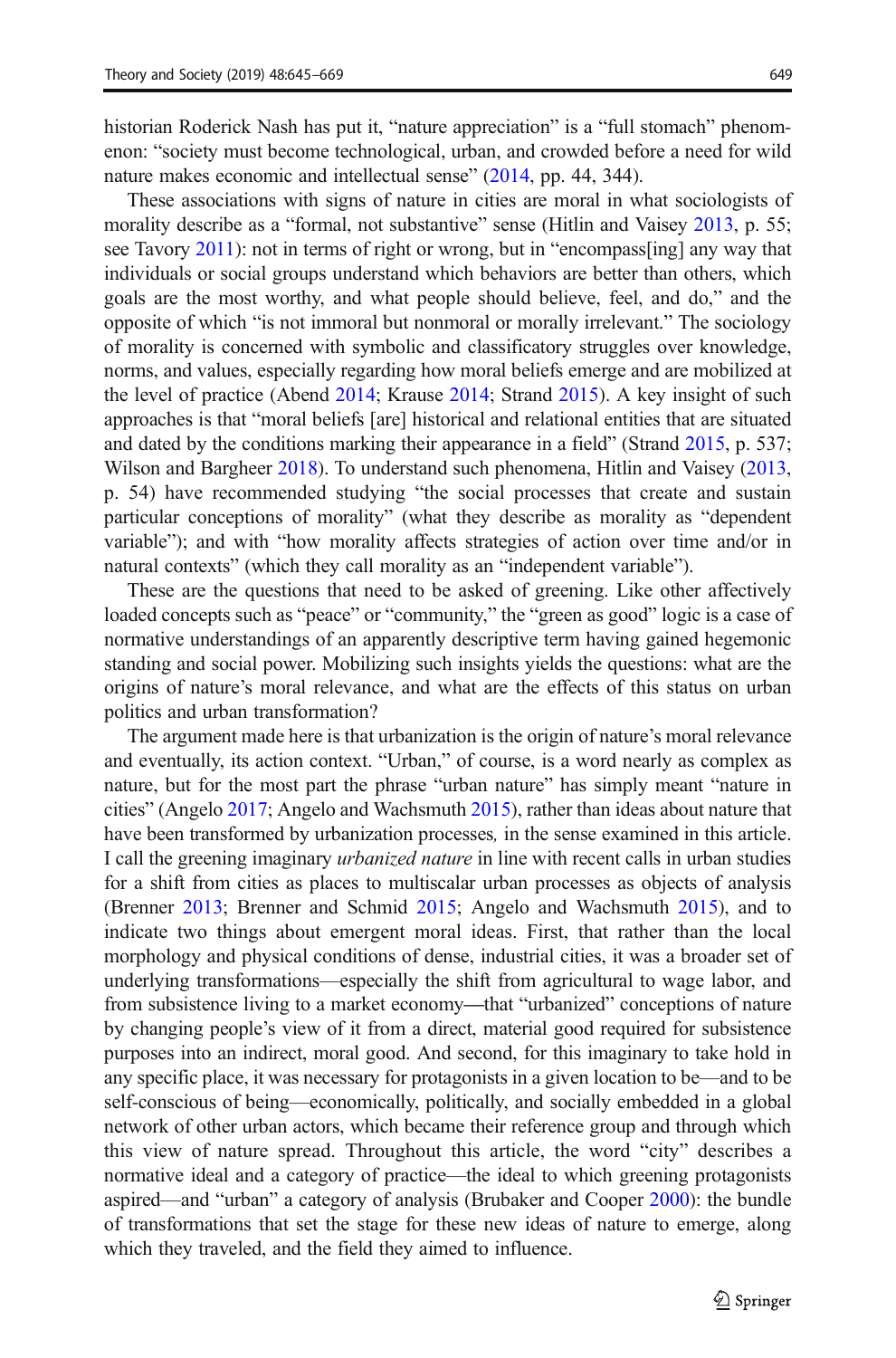historian Roderick Nash has put it, "nature appreciation" is a "full stomach" phenomenon: "society must become technological, urban, and crowded before a need for wild nature makes economic and intellectual sense" (2014, pp. 44, 344).

These associations with signs of nature in cities are moral in what sociologists of morality describe as a "formal, not substantive" sense (Hitlin and Vaisey 2013, p. 55; see Tavory 2011): not in terms of right or wrong, but in "encompass[ing] any way that individuals or social groups understand which behaviors are better than others, which goals are the most worthy, and what people should believe, feel, and do," and the opposite of which "is not immoral but nonmoral or morally irrelevant." The sociology of morality is concerned with symbolic and classificatory struggles over knowledge, norms, and values, especially regarding how moral beliefs emerge and are mobilized at the level of practice (Abend 2014; Krause 2014; Strand 2015). A key insight of such approaches is that "moral beliefs [are] historical and relational entities that are situated and dated by the conditions marking their appearance in a field" (Strand 2015, p. 537; Wilson and Bargheer 2018). To understand such phenomena, Hitlin and Vaisey (2013, p. 54) have recommended studying "the social processes that create and sustain particular conceptions of morality" (what they describe as morality as "dependent variable"); and with "how morality affects strategies of action over time and/or in natural contexts" (which they call morality as an "independent variable").

These are the questions that need to be asked of greening. Like other affectively loaded concepts such as "peace" or "community," the "green as good" logic is a case of normative understandings of an apparently descriptive term having gained hegemonic standing and social power. Mobilizing such insights yields the questions: what are the origins of nature's moral relevance, and what are the effects of this status on urban politics and urban transformation?

The argument made here is that urbanization is the origin of nature's moral relevance and eventually, its action context. "Urban," of course, is a word nearly as complex as nature, but for the most part the phrase "urban nature" has simply meant "nature in cities" (Angelo 2017; Angelo and Wachsmuth 2015), rather than ideas about nature that have been transformed by urbanization processes, in the sense examined in this article. I call the greening imaginary *urbanized nature* in line with recent calls in urban studies for a shift from cities as places to multiscalar urban processes as objects of analysis (Brenner 2013; Brenner and Schmid 2015; Angelo and Wachsmuth 2015), and to indicate two things about emergent moral ideas. First, that rather than the local morphology and physical conditions of dense, industrial cities, it was a broader set of underlying transformations—especially the shift from agricultural to wage labor, and from subsistence living to a market economy—that "urbanized" conceptions of nature by changing people's view of it from a direct, material good required for subsistence purposes into an indirect, moral good. And second, for this imaginary to take hold in any specific place, it was necessary for protagonists in a given location to be—and to be self-conscious of being—economically, politically, and socially embedded in a global network of other urban actors, which became their reference group and through which this view of nature spread. Throughout this article, the word "city" describes a normative ideal and a category of practice—the ideal to which greening protagonists aspired—and "urban" a category of analysis (Brubaker and Cooper 2000): the bundle of transformations that set the stage for these new ideas of nature to emerge, along which they traveled, and the field they aimed to influence.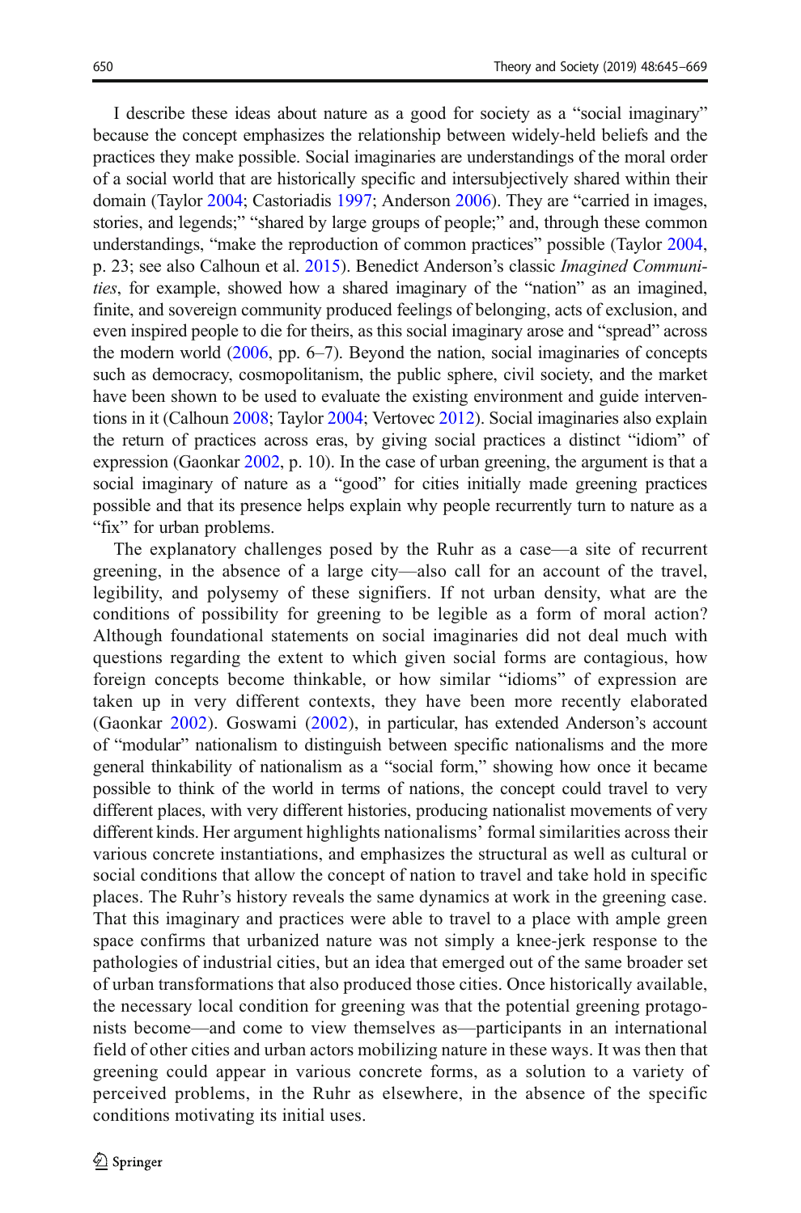I describe these ideas about nature as a good for society as a "social imaginary" because the concept emphasizes the relationship between widely-held beliefs and the practices they make possible. Social imaginaries are understandings of the moral order of a social world that are historically specific and intersubjectively shared within their domain (Taylor 2004; Castoriadis 1997; Anderson 2006). They are "carried in images, stories, and legends;" "shared by large groups of people;" and, through these common understandings, "make the reproduction of common practices" possible (Taylor 2004, p. 23; see also Calhoun et al. 2015). Benedict Anderson's classic *Imagined Communities*, for example, showed how a shared imaginary of the "nation" as an imagined, finite, and sovereign community produced feelings of belonging, acts of exclusion, and even inspired people to die for theirs, as this social imaginary arose and "spread" across the modern world (2006, pp. 6–7). Beyond the nation, social imaginaries of concepts such as democracy, cosmopolitanism, the public sphere, civil society, and the market have been shown to be used to evaluate the existing environment and guide interventions in it (Calhoun 2008; Taylor 2004; Vertovec 2012). Social imaginaries also explain the return of practices across eras, by giving social practices a distinct "idiom" of expression (Gaonkar 2002, p. 10). In the case of urban greening, the argument is that a social imaginary of nature as a "good" for cities initially made greening practices possible and that its presence helps explain why people recurrently turn to nature as a "fix" for urban problems.

The explanatory challenges posed by the Ruhr as a case—a site of recurrent greening, in the absence of a large city—also call for an account of the travel, legibility, and polysemy of these signifiers. If not urban density, what are the conditions of possibility for greening to be legible as a form of moral action? Although foundational statements on social imaginaries did not deal much with questions regarding the extent to which given social forms are contagious, how foreign concepts become thinkable, or how similar "idioms" of expression are taken up in very different contexts, they have been more recently elaborated (Gaonkar 2002). Goswami (2002), in particular, has extended Anderson's account of "modular" nationalism to distinguish between specific nationalisms and the more general thinkability of nationalism as a "social form," showing how once it became possible to think of the world in terms of nations, the concept could travel to very different places, with very different histories, producing nationalist movements of very different kinds. Her argument highlights nationalisms' formal similarities across their various concrete instantiations, and emphasizes the structural as well as cultural or social conditions that allow the concept of nation to travel and take hold in specific places. The Ruhr's history reveals the same dynamics at work in the greening case. That this imaginary and practices were able to travel to a place with ample green space confirms that urbanized nature was not simply a knee-jerk response to the pathologies of industrial cities, but an idea that emerged out of the same broader set of urban transformations that also produced those cities. Once historically available, the necessary local condition for greening was that the potential greening protagonists become—and come to view themselves as—participants in an international field of other cities and urban actors mobilizing nature in these ways. It was then that greening could appear in various concrete forms, as a solution to a variety of perceived problems, in the Ruhr as elsewhere, in the absence of the specific conditions motivating its initial uses.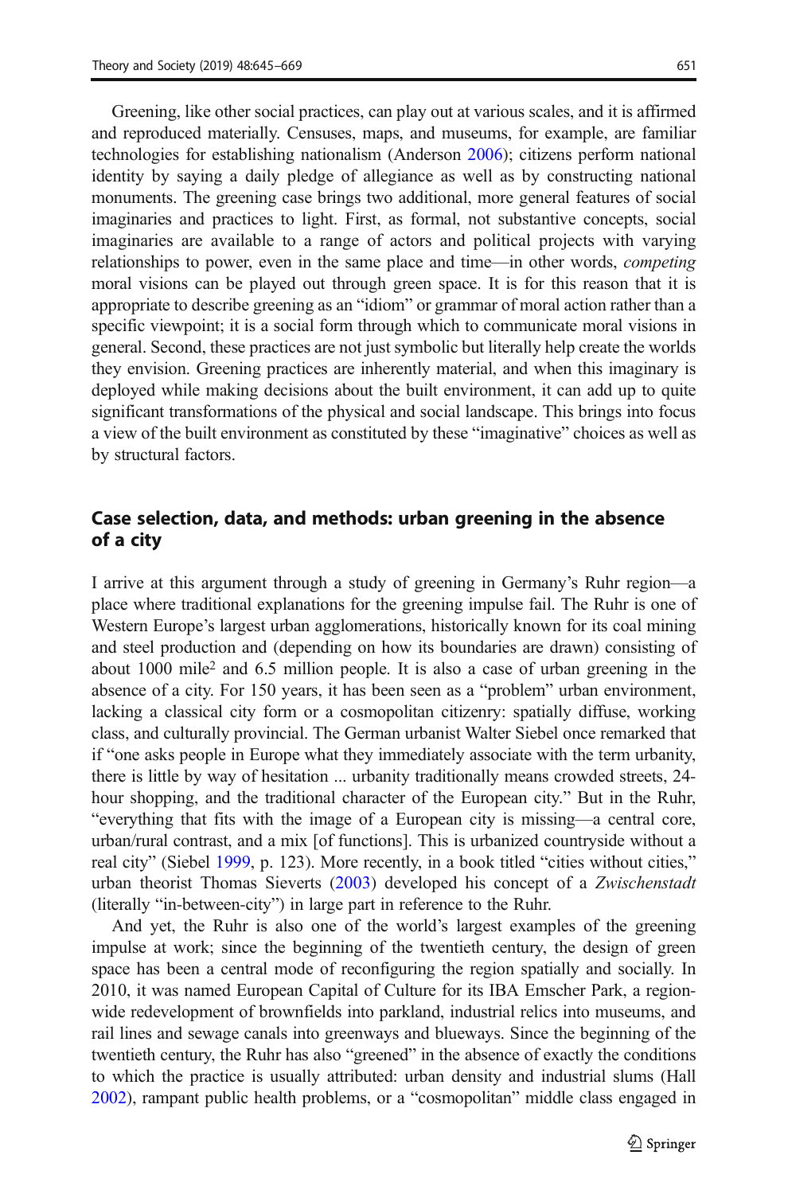Greening, like other social practices, can play out at various scales, and it is affirmed and reproduced materially. Censuses, maps, and museums, for example, are familiar technologies for establishing nationalism (Anderson 2006); citizens perform national identity by saying a daily pledge of allegiance as well as by constructing national monuments. The greening case brings two additional, more general features of social imaginaries and practices to light. First, as formal, not substantive concepts, social imaginaries are available to a range of actors and political projects with varying relationships to power, even in the same place and time—in other words, *competing* moral visions can be played out through green space. It is for this reason that it is appropriate to describe greening as an "idiom" or grammar of moral action rather than a specific viewpoint; it is a social form through which to communicate moral visions in general. Second, these practices are not just symbolic but literally help create the worlds they envision. Greening practices are inherently material, and when this imaginary is deployed while making decisions about the built environment, it can add up to quite significant transformations of the physical and social landscape. This brings into focus a view of the built environment as constituted by these "imaginative" choices as well as by structural factors.

## Case selection, data, and methods: urban greening in the absence of a city

I arrive at this argument through a study of greening in Germany's Ruhr region—a place where traditional explanations for the greening impulse fail. The Ruhr is one of Western Europe's largest urban agglomerations, historically known for its coal mining and steel production and (depending on how its boundaries are drawn) consisting of about 1000 mile$^2$ and 6.5 million people. It is also a case of urban greening in the absence of a city. For 150 years, it has been seen as a "problem" urban environment, lacking a classical city form or a cosmopolitan citizenry: spatially diffuse, working class, and culturally provincial. The German urbanist Walter Siebel once remarked that if "one asks people in Europe what they immediately associate with the term urbanity, there is little by way of hesitation ... urbanity traditionally means crowded streets, 24-hour shopping, and the traditional character of the European city." But in the Ruhr, "everything that fits with the image of a European city is missing—a central core, urban/rural contrast, and a mix [of functions]. This is urbanized countryside without a real city" (Siebel 1999, p. 123). More recently, in a book titled "cities without cities," urban theorist Thomas Sieverts (2003) developed his concept of a *Zwischenstadt* (literally "in-between-city") in large part in reference to the Ruhr.

And yet, the Ruhr is also one of the world's largest examples of the greening impulse at work; since the beginning of the twentieth century, the design of green space has been a central mode of reconfiguring the region spatially and socially. In 2010, it was named European Capital of Culture for its IBA Emscher Park, a region-wide redevelopment of brownfields into parkland, industrial relics into museums, and rail lines and sewage canals into greenways and blueways. Since the beginning of the twentieth century, the Ruhr has also "greened" in the absence of exactly the conditions to which the practice is usually attributed: urban density and industrial slums (Hall 2002), rampant public health problems, or a "cosmopolitan" middle class engaged in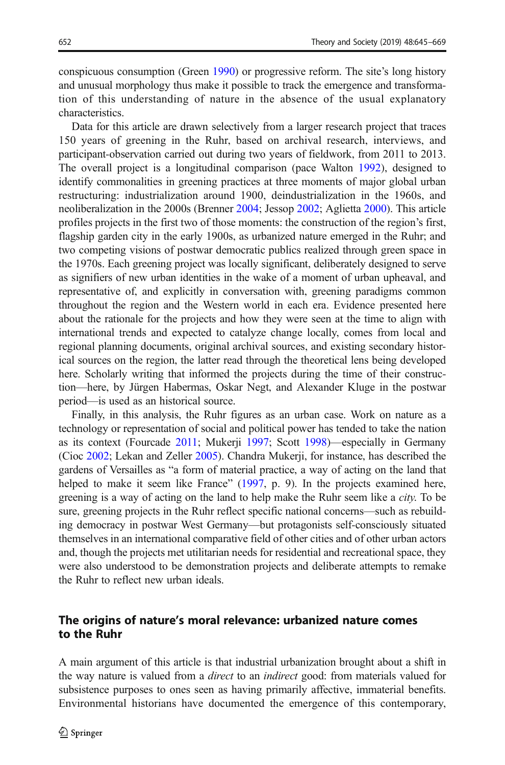conspicuous consumption (Green 1990) or progressive reform. The site's long history and unusual morphology thus make it possible to track the emergence and transformation of this understanding of nature in the absence of the usual explanatory characteristics.

Data for this article are drawn selectively from a larger research project that traces 150 years of greening in the Ruhr, based on archival research, interviews, and participant-observation carried out during two years of fieldwork, from 2011 to 2013. The overall project is a longitudinal comparison (pace Walton 1992), designed to identify commonalities in greening practices at three moments of major global urban restructuring: industrialization around 1900, deindustrialization in the 1960s, and neoliberalization in the 2000s (Brenner 2004; Jessop 2002; Aglietta 2000). This article profiles projects in the first two of those moments: the construction of the region's first, flagship garden city in the early 1900s, as urbanized nature emerged in the Ruhr; and two competing visions of postwar democratic publics realized through green space in the 1970s. Each greening project was locally significant, deliberately designed to serve as signifiers of new urban identities in the wake of a moment of urban upheaval, and representative of, and explicitly in conversation with, greening paradigms common throughout the region and the Western world in each era. Evidence presented here about the rationale for the projects and how they were seen at the time to align with international trends and expected to catalyze change locally, comes from local and regional planning documents, original archival sources, and existing secondary historical sources on the region, the latter read through the theoretical lens being developed here. Scholarly writing that informed the projects during the time of their construction—here, by Jürgen Habermas, Oskar Negt, and Alexander Kluge in the postwar period—is used as an historical source.

Finally, in this analysis, the Ruhr figures as an urban case. Work on nature as a technology or representation of social and political power has tended to take the nation as its context (Fourcade 2011; Mukerji 1997; Scott 1998)—especially in Germany (Cioc 2002; Lekan and Zeller 2005). Chandra Mukerji, for instance, has described the gardens of Versailles as "a form of material practice, a way of acting on the land that helped to make it seem like France" (1997, p. 9). In the projects examined here, greening is a way of acting on the land to help make the Ruhr seem like a *city*. To be sure, greening projects in the Ruhr reflect specific national concerns—such as rebuilding democracy in postwar West Germany—but protagonists self-consciously situated themselves in an international comparative field of other cities and of other urban actors and, though the projects met utilitarian needs for residential and recreational space, they were also understood to be demonstration projects and deliberate attempts to remake the Ruhr to reflect new urban ideals.

## The origins of nature's moral relevance: urbanized nature comes to the Ruhr

A main argument of this article is that industrial urbanization brought about a shift in the way nature is valued from a *direct* to an *indirect* good: from materials valued for subsistence purposes to ones seen as having primarily affective, immaterial benefits. Environmental historians have documented the emergence of this contemporary,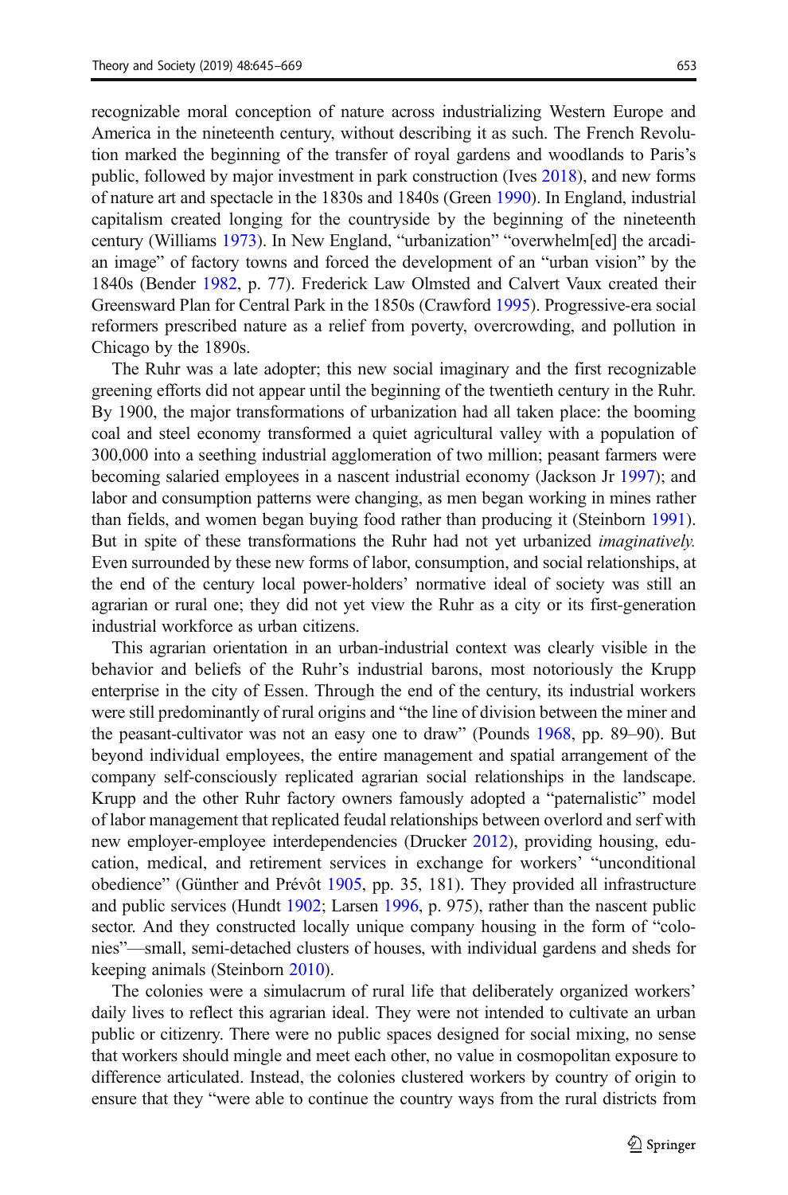recognizable moral conception of nature across industrializing Western Europe and America in the nineteenth century, without describing it as such. The French Revolution marked the beginning of the transfer of royal gardens and woodlands to Paris's public, followed by major investment in park construction (Ives 2018), and new forms of nature art and spectacle in the 1830s and 1840s (Green 1990). In England, industrial capitalism created longing for the countryside by the beginning of the nineteenth century (Williams 1973). In New England, "urbanization" "overwhelm[ed] the arcadian image" of factory towns and forced the development of an "urban vision" by the 1840s (Bender 1982, p. 77). Frederick Law Olmsted and Calvert Vaux created their Greensward Plan for Central Park in the 1850s (Crawford 1995). Progressive-era social reformers prescribed nature as a relief from poverty, overcrowding, and pollution in Chicago by the 1890s.

The Ruhr was a late adopter; this new social imaginary and the first recognizable greening efforts did not appear until the beginning of the twentieth century in the Ruhr. By 1900, the major transformations of urbanization had all taken place: the booming coal and steel economy transformed a quiet agricultural valley with a population of 300,000 into a seething industrial agglomeration of two million; peasant farmers were becoming salaried employees in a nascent industrial economy (Jackson Jr 1997); and labor and consumption patterns were changing, as men began working in mines rather than fields, and women began buying food rather than producing it (Steinborn 1991). But in spite of these transformations the Ruhr had not yet urbanized *imaginatively.* Even surrounded by these new forms of labor, consumption, and social relationships, at the end of the century local power-holders' normative ideal of society was still an agrarian or rural one; they did not yet view the Ruhr as a city or its first-generation industrial workforce as urban citizens.

This agrarian orientation in an urban-industrial context was clearly visible in the behavior and beliefs of the Ruhr's industrial barons, most notoriously the Krupp enterprise in the city of Essen. Through the end of the century, its industrial workers were still predominantly of rural origins and "the line of division between the miner and the peasant-cultivator was not an easy one to draw" (Pounds 1968, pp. 89–90). But beyond individual employees, the entire management and spatial arrangement of the company self-consciously replicated agrarian social relationships in the landscape. Krupp and the other Ruhr factory owners famously adopted a "paternalistic" model of labor management that replicated feudal relationships between overlord and serf with new employer-employee interdependencies (Drucker 2012), providing housing, education, medical, and retirement services in exchange for workers' "unconditional obedience" (Günther and Prévôt 1905, pp. 35, 181). They provided all infrastructure and public services (Hundt 1902; Larsen 1996, p. 975), rather than the nascent public sector. And they constructed locally unique company housing in the form of "colonies"—small, semi-detached clusters of houses, with individual gardens and sheds for keeping animals (Steinborn 2010).

The colonies were a simulacrum of rural life that deliberately organized workers' daily lives to reflect this agrarian ideal. They were not intended to cultivate an urban public or citizenry. There were no public spaces designed for social mixing, no sense that workers should mingle and meet each other, no value in cosmopolitan exposure to difference articulated. Instead, the colonies clustered workers by country of origin to ensure that they "were able to continue the country ways from the rural districts from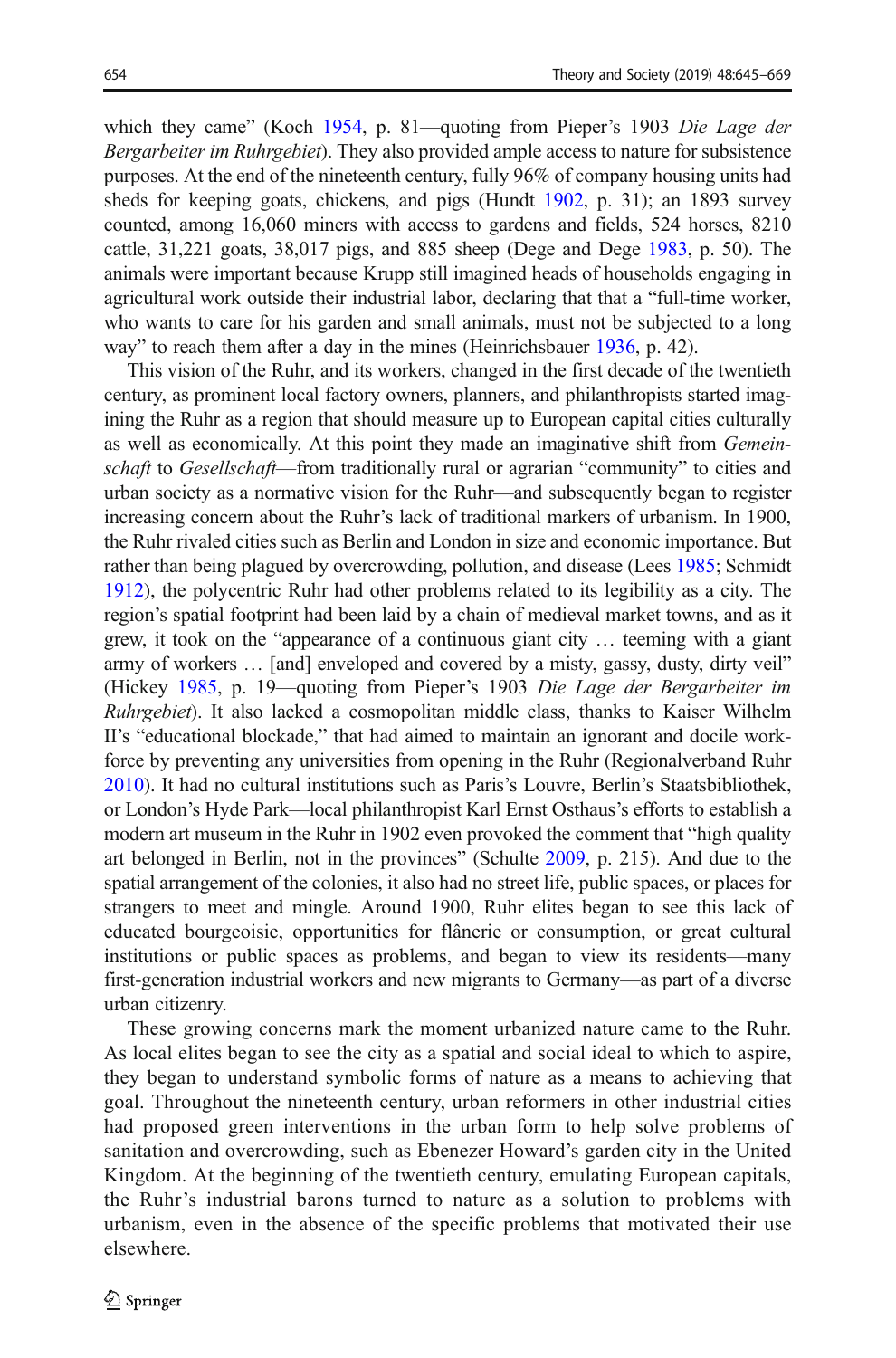which they came" (Koch 1954, p. 81—quoting from Pieper's 1903 *Die Lage der Bergarbeiter im Ruhrgebiet*). They also provided ample access to nature for subsistence purposes. At the end of the nineteenth century, fully 96% of company housing units had sheds for keeping goats, chickens, and pigs (Hundt 1902, p. 31); an 1893 survey counted, among 16,060 miners with access to gardens and fields, 524 horses, 8210 cattle, 31,221 goats, 38,017 pigs, and 885 sheep (Dege and Dege 1983, p. 50). The animals were important because Krupp still imagined heads of households engaging in agricultural work outside their industrial labor, declaring that that a "full-time worker, who wants to care for his garden and small animals, must not be subjected to a long way" to reach them after a day in the mines (Heinrichsbauer 1936, p. 42).

This vision of the Ruhr, and its workers, changed in the first decade of the twentieth century, as prominent local factory owners, planners, and philanthropists started imagining the Ruhr as a region that should measure up to European capital cities culturally as well as economically. At this point they made an imaginative shift from *Gemeinschaft* to *Gesellschaft*—from traditionally rural or agrarian "community" to cities and urban society as a normative vision for the Ruhr—and subsequently began to register increasing concern about the Ruhr's lack of traditional markers of urbanism. In 1900, the Ruhr rivaled cities such as Berlin and London in size and economic importance. But rather than being plagued by overcrowding, pollution, and disease (Lees 1985; Schmidt 1912), the polycentric Ruhr had other problems related to its legibility as a city. The region's spatial footprint had been laid by a chain of medieval market towns, and as it grew, it took on the "appearance of a continuous giant city … teeming with a giant army of workers … [and] enveloped and covered by a misty, gassy, dusty, dirty veil" (Hickey 1985, p. 19—quoting from Pieper's 1903 *Die Lage der Bergarbeiter im Ruhrgebiet*). It also lacked a cosmopolitan middle class, thanks to Kaiser Wilhelm II's "educational blockade," that had aimed to maintain an ignorant and docile workforce by preventing any universities from opening in the Ruhr (Regionalverband Ruhr 2010). It had no cultural institutions such as Paris's Louvre, Berlin's Staatsbibliothek, or London's Hyde Park—local philanthropist Karl Ernst Osthaus's efforts to establish a modern art museum in the Ruhr in 1902 even provoked the comment that "high quality art belonged in Berlin, not in the provinces" (Schulte 2009, p. 215). And due to the spatial arrangement of the colonies, it also had no street life, public spaces, or places for strangers to meet and mingle. Around 1900, Ruhr elites began to see this lack of educated bourgeoisie, opportunities for flânerie or consumption, or great cultural institutions or public spaces as problems, and began to view its residents—many first-generation industrial workers and new migrants to Germany—as part of a diverse urban citizenry.

These growing concerns mark the moment urbanized nature came to the Ruhr. As local elites began to see the city as a spatial and social ideal to which to aspire, they began to understand symbolic forms of nature as a means to achieving that goal. Throughout the nineteenth century, urban reformers in other industrial cities had proposed green interventions in the urban form to help solve problems of sanitation and overcrowding, such as Ebenezer Howard's garden city in the United Kingdom. At the beginning of the twentieth century, emulating European capitals, the Ruhr's industrial barons turned to nature as a solution to problems with urbanism, even in the absence of the specific problems that motivated their use elsewhere.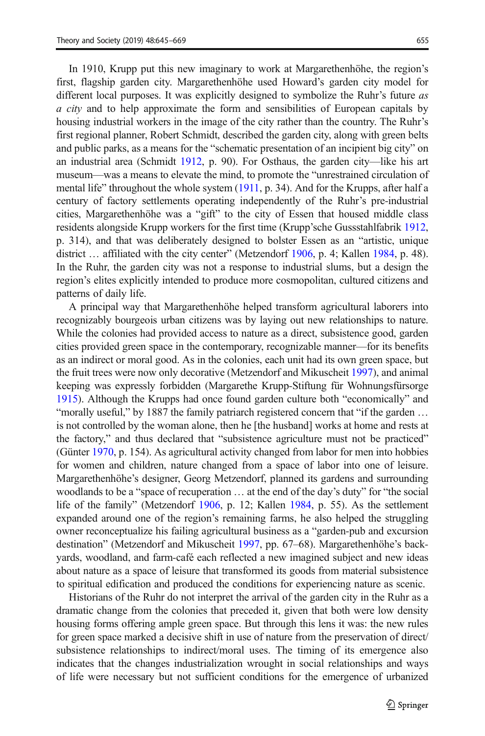In 1910, Krupp put this new imaginary to work at Margarethenhöhe, the region's first, flagship garden city. Margarethenhöhe used Howard's garden city model for different local purposes. It was explicitly designed to symbolize the Ruhr's future *as a city* and to help approximate the form and sensibilities of European capitals by housing industrial workers in the image of the city rather than the country. The Ruhr's first regional planner, Robert Schmidt, described the garden city, along with green belts and public parks, as a means for the "schematic presentation of an incipient big city" on an industrial area (Schmidt 1912, p. 90). For Osthaus, the garden city—like his art museum—was a means to elevate the mind, to promote the "unrestrained circulation of mental life" throughout the whole system (1911, p. 34). And for the Krupps, after half a century of factory settlements operating independently of the Ruhr's pre-industrial cities, Margarethenhöhe was a "gift" to the city of Essen that housed middle class residents alongside Krupp workers for the first time (Krupp'sche Gussstahlfabrik 1912, p. 314), and that was deliberately designed to bolster Essen as an "artistic, unique district … affiliated with the city center" (Metzendorf 1906, p. 4; Kallen 1984, p. 48). In the Ruhr, the garden city was not a response to industrial slums, but a design the region's elites explicitly intended to produce more cosmopolitan, cultured citizens and patterns of daily life.

A principal way that Margarethenhöhe helped transform agricultural laborers into recognizably bourgeois urban citizens was by laying out new relationships to nature. While the colonies had provided access to nature as a direct, subsistence good, garden cities provided green space in the contemporary, recognizable manner—for its benefits as an indirect or moral good. As in the colonies, each unit had its own green space, but the fruit trees were now only decorative (Metzendorf and Mikuscheit 1997), and animal keeping was expressly forbidden (Margarethe Krupp-Stiftung für Wohnungsfürsorge 1915). Although the Krupps had once found garden culture both "economically" and "morally useful," by 1887 the family patriarch registered concern that "if the garden … is not controlled by the woman alone, then he [the husband] works at home and rests at the factory," and thus declared that "subsistence agriculture must not be practiced" (Günter 1970, p. 154). As agricultural activity changed from labor for men into hobbies for women and children, nature changed from a space of labor into one of leisure. Margarethenhöhe's designer, Georg Metzendorf, planned its gardens and surrounding woodlands to be a "space of recuperation … at the end of the day's duty" for "the social life of the family" (Metzendorf 1906, p. 12; Kallen 1984, p. 55). As the settlement expanded around one of the region's remaining farms, he also helped the struggling owner reconceptualize his failing agricultural business as a "garden-pub and excursion destination" (Metzendorf and Mikuscheit 1997, pp. 67–68). Margarethenhöhe's backyards, woodland, and farm-café each reflected a new imagined subject and new ideas about nature as a space of leisure that transformed its goods from material subsistence to spiritual edification and produced the conditions for experiencing nature as scenic.

Historians of the Ruhr do not interpret the arrival of the garden city in the Ruhr as a dramatic change from the colonies that preceded it, given that both were low density housing forms offering ample green space. But through this lens it was: the new rules for green space marked a decisive shift in use of nature from the preservation of direct/subsistence relationships to indirect/moral uses. The timing of its emergence also indicates that the changes industrialization wrought in social relationships and ways of life were necessary but not sufficient conditions for the emergence of urbanized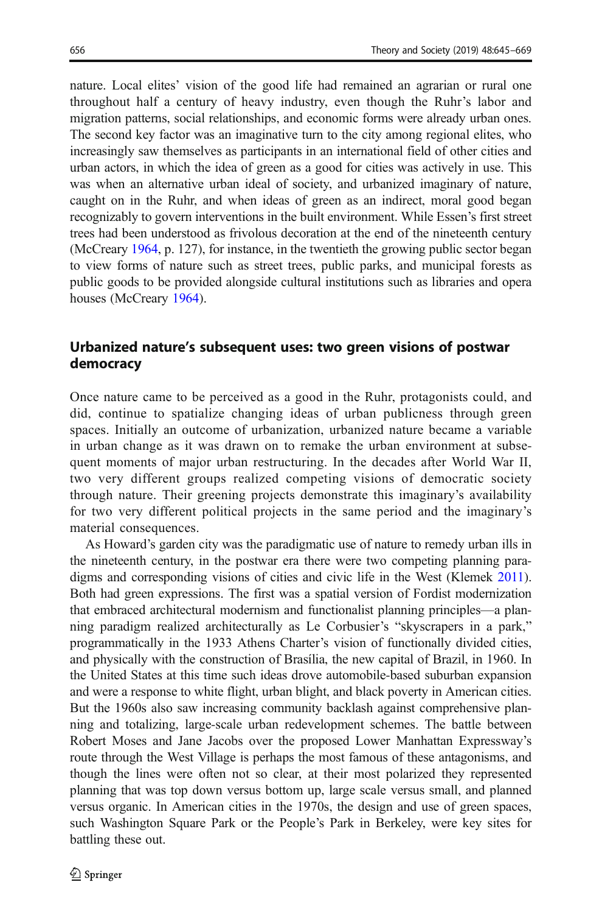nature. Local elites' vision of the good life had remained an agrarian or rural one throughout half a century of heavy industry, even though the Ruhr's labor and migration patterns, social relationships, and economic forms were already urban ones. The second key factor was an imaginative turn to the city among regional elites, who increasingly saw themselves as participants in an international field of other cities and urban actors, in which the idea of green as a good for cities was actively in use. This was when an alternative urban ideal of society, and urbanized imaginary of nature, caught on in the Ruhr, and when ideas of green as an indirect, moral good began recognizably to govern interventions in the built environment. While Essen's first street trees had been understood as frivolous decoration at the end of the nineteenth century (McCreary 1964, p. 127), for instance, in the twentieth the growing public sector began to view forms of nature such as street trees, public parks, and municipal forests as public goods to be provided alongside cultural institutions such as libraries and opera houses (McCreary 1964).

## Urbanized nature's subsequent uses: two green visions of postwar democracy

Once nature came to be perceived as a good in the Ruhr, protagonists could, and did, continue to spatialize changing ideas of urban publicness through green spaces. Initially an outcome of urbanization, urbanized nature became a variable in urban change as it was drawn on to remake the urban environment at subsequent moments of major urban restructuring. In the decades after World War II, two very different groups realized competing visions of democratic society through nature. Their greening projects demonstrate this imaginary's availability for two very different political projects in the same period and the imaginary's material consequences.

As Howard's garden city was the paradigmatic use of nature to remedy urban ills in the nineteenth century, in the postwar era there were two competing planning paradigms and corresponding visions of cities and civic life in the West (Klemek 2011). Both had green expressions. The first was a spatial version of Fordist modernization that embraced architectural modernism and functionalist planning principles—a planning paradigm realized architecturally as Le Corbusier's "skyscrapers in a park," programmatically in the 1933 Athens Charter's vision of functionally divided cities, and physically with the construction of Brasília, the new capital of Brazil, in 1960. In the United States at this time such ideas drove automobile-based suburban expansion and were a response to white flight, urban blight, and black poverty in American cities. But the 1960s also saw increasing community backlash against comprehensive planning and totalizing, large-scale urban redevelopment schemes. The battle between Robert Moses and Jane Jacobs over the proposed Lower Manhattan Expressway's route through the West Village is perhaps the most famous of these antagonisms, and though the lines were often not so clear, at their most polarized they represented planning that was top down versus bottom up, large scale versus small, and planned versus organic. In American cities in the 1970s, the design and use of green spaces, such Washington Square Park or the People's Park in Berkeley, were key sites for battling these out.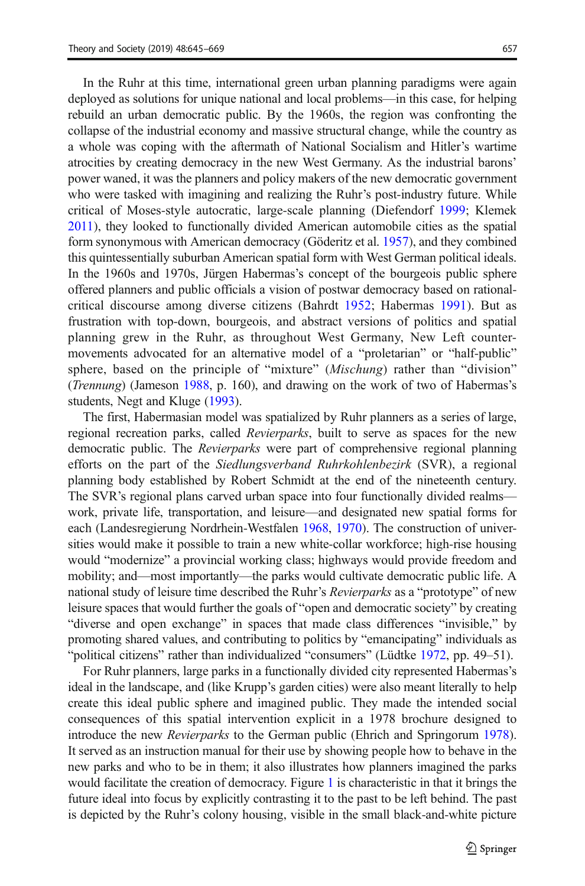In the Ruhr at this time, international green urban planning paradigms were again deployed as solutions for unique national and local problems—in this case, for helping rebuild an urban democratic public. By the 1960s, the region was confronting the collapse of the industrial economy and massive structural change, while the country as a whole was coping with the aftermath of National Socialism and Hitler's wartime atrocities by creating democracy in the new West Germany. As the industrial barons' power waned, it was the planners and policy makers of the new democratic government who were tasked with imagining and realizing the Ruhr's post-industry future. While critical of Moses-style autocratic, large-scale planning (Diefendorf 1999; Klemek 2011), they looked to functionally divided American automobile cities as the spatial form synonymous with American democracy (Göderitz et al. 1957), and they combined this quintessentially suburban American spatial form with West German political ideals. In the 1960s and 1970s, Jürgen Habermas's concept of the bourgeois public sphere offered planners and public officials a vision of postwar democracy based on rational-critical discourse among diverse citizens (Bahrdt 1952; Habermas 1991). But as frustration with top-down, bourgeois, and abstract versions of politics and spatial planning grew in the Ruhr, as throughout West Germany, New Left counter-movements advocated for an alternative model of a "proletarian" or "half-public" sphere, based on the principle of "mixture" (*Mischung*) rather than "division" (*Trennung*) (Jameson 1988, p. 160), and drawing on the work of two of Habermas's students, Negt and Kluge (1993).

The first, Habermasian model was spatialized by Ruhr planners as a series of large, regional recreation parks, called *Revierparks*, built to serve as spaces for the new democratic public. The *Revierparks* were part of comprehensive regional planning efforts on the part of the *Siedlungsverband Ruhrkohlenbezirk* (SVR), a regional planning body established by Robert Schmidt at the end of the nineteenth century. The SVR's regional plans carved urban space into four functionally divided realms—work, private life, transportation, and leisure—and designated new spatial forms for each (Landesregierung Nordrhein-Westfalen 1968, 1970). The construction of universities would make it possible to train a new white-collar workforce; high-rise housing would "modernize" a provincial working class; highways would provide freedom and mobility; and—most importantly—the parks would cultivate democratic public life. A national study of leisure time described the Ruhr's *Revierparks* as a "prototype" of new leisure spaces that would further the goals of "open and democratic society" by creating "diverse and open exchange" in spaces that made class differences "invisible," by promoting shared values, and contributing to politics by "emancipating" individuals as "political citizens" rather than individualized "consumers" (Lüdtke 1972, pp. 49–51).

For Ruhr planners, large parks in a functionally divided city represented Habermas's ideal in the landscape, and (like Krupp's garden cities) were also meant literally to help create this ideal public sphere and imagined public. They made the intended social consequences of this spatial intervention explicit in a 1978 brochure designed to introduce the new *Revierparks* to the German public (Ehrich and Springorum 1978). It served as an instruction manual for their use by showing people how to behave in the new parks and who to be in them; it also illustrates how planners imagined the parks would facilitate the creation of democracy. Figure 1 is characteristic in that it brings the future ideal into focus by explicitly contrasting it to the past to be left behind. The past is depicted by the Ruhr's colony housing, visible in the small black-and-white picture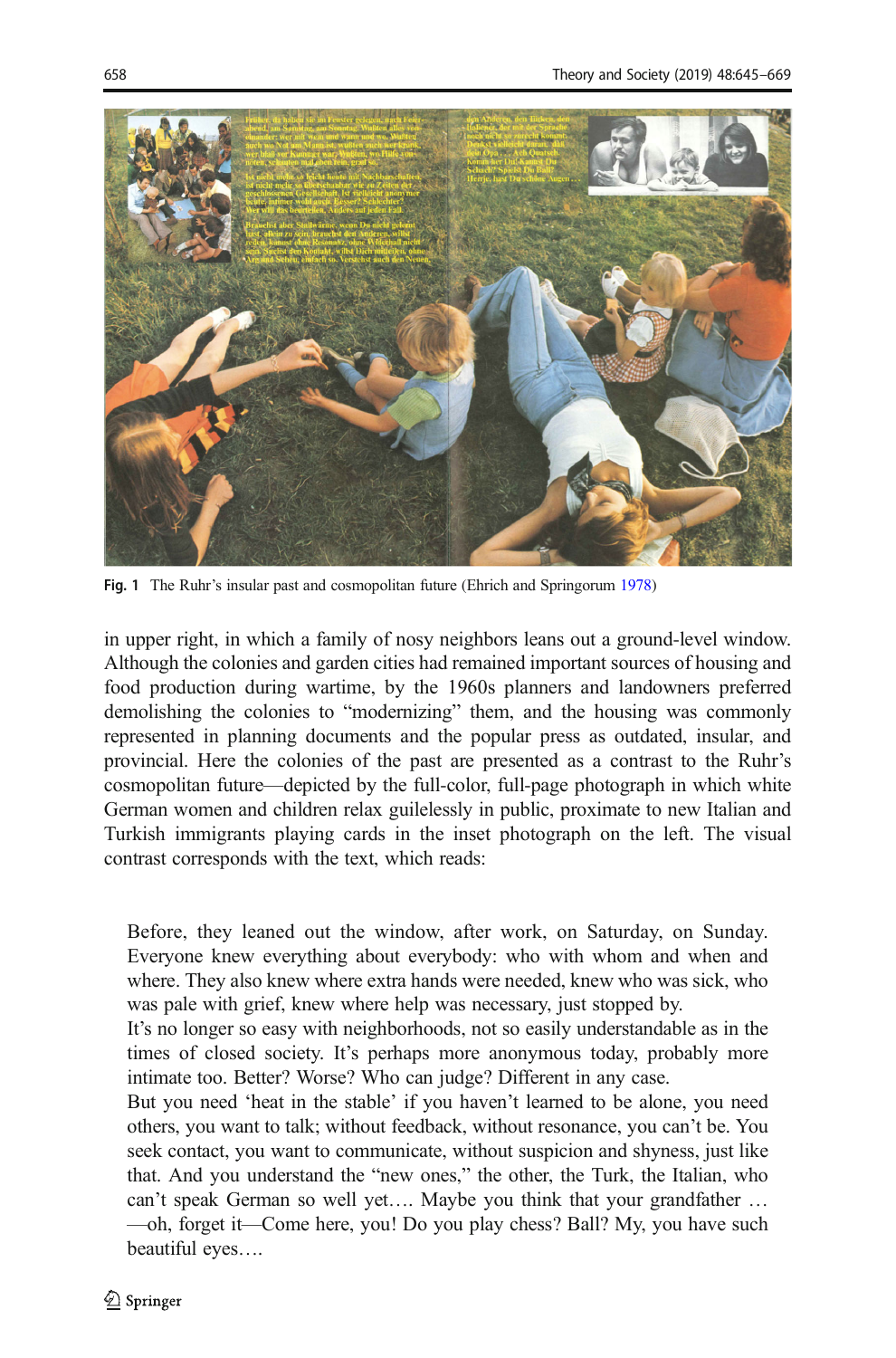Fig. 1 The Ruhr's insular past and cosmopolitan future (Ehrich and Springorum 1978)

in upper right, in which a family of nosy neighbors leans out a ground-level window. Although the colonies and garden cities had remained important sources of housing and food production during wartime, by the 1960s planners and landowners preferred demolishing the colonies to "modernizing" them, and the housing was commonly represented in planning documents and the popular press as outdated, insular, and provincial. Here the colonies of the past are presented as a contrast to the Ruhr's cosmopolitan future—depicted by the full-color, full-page photograph in which white German women and children relax guilelessly in public, proximate to new Italian and Turkish immigrants playing cards in the inset photograph on the left. The visual contrast corresponds with the text, which reads:

> Before, they leaned out the window, after work, on Saturday, on Sunday. Everyone knew everything about everybody: who with whom and when and where. They also knew where extra hands were needed, knew who was sick, who was pale with grief, knew where help was necessary, just stopped by.
> It's no longer so easy with neighborhoods, not so easily understandable as in the times of closed society. It's perhaps more anonymous today, probably more intimate too. Better? Worse? Who can judge? Different in any case.
> But you need 'heat in the stable' if you haven't learned to be alone, you need others, you want to talk; without feedback, without resonance, you can't be. You seek contact, you want to communicate, without suspicion and shyness, just like that. And you understand the "new ones," the other, the Turk, the Italian, who can't speak German so well yet.… Maybe you think that your grandfather … —oh, forget it—Come here, you! Do you play chess? Ball? My, you have such beautiful eyes.…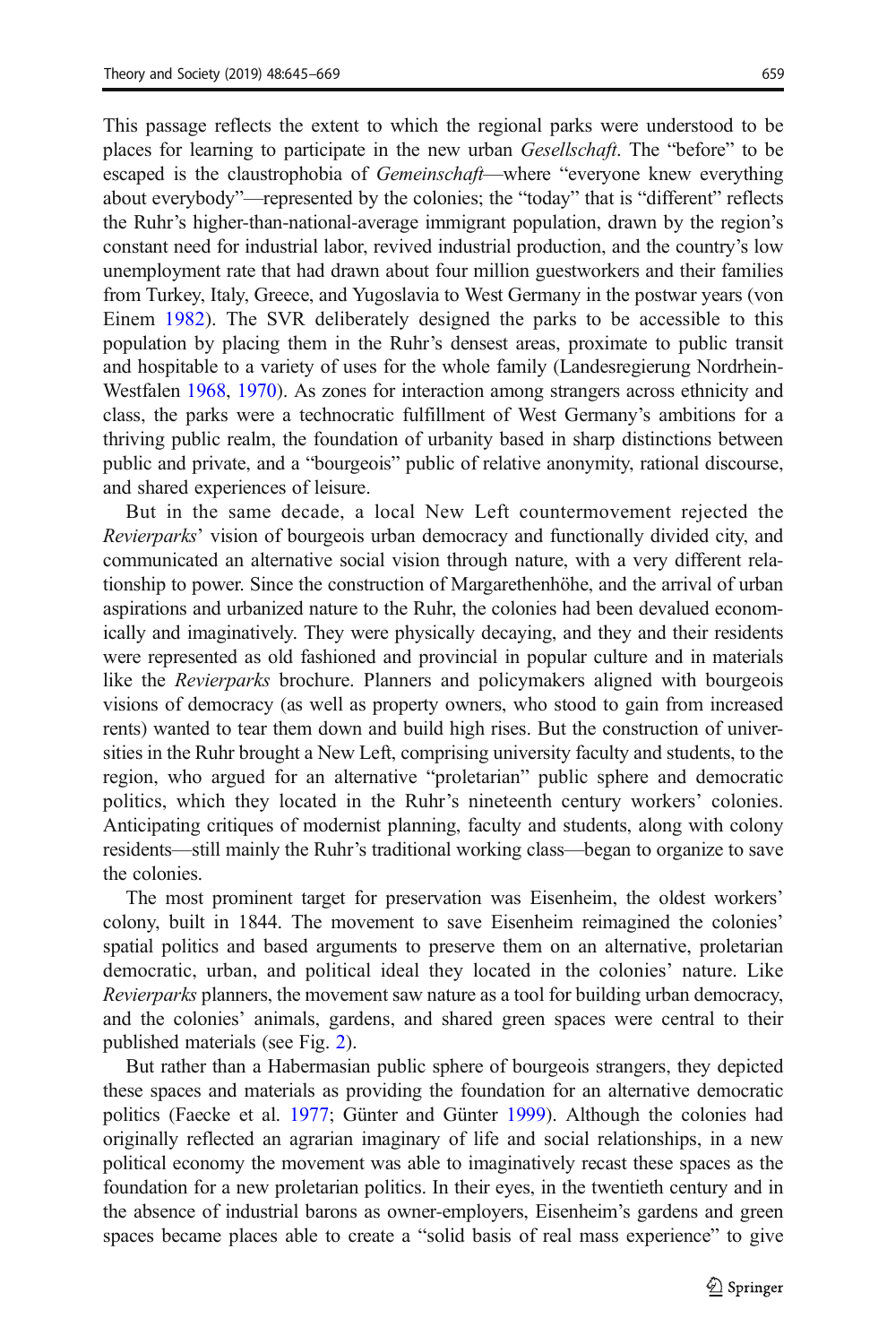This passage reflects the extent to which the regional parks were understood to be places for learning to participate in the new urban *Gesellschaft*. The "before" to be escaped is the claustrophobia of *Gemeinschaft*—where "everyone knew everything about everybody"—represented by the colonies; the "today" that is "different" reflects the Ruhr's higher-than-national-average immigrant population, drawn by the region's constant need for industrial labor, revived industrial production, and the country's low unemployment rate that had drawn about four million guestworkers and their families from Turkey, Italy, Greece, and Yugoslavia to West Germany in the postwar years (von Einem 1982). The SVR deliberately designed the parks to be accessible to this population by placing them in the Ruhr's densest areas, proximate to public transit and hospitable to a variety of uses for the whole family (Landesregierung Nordrhein-Westfalen 1968, 1970). As zones for interaction among strangers across ethnicity and class, the parks were a technocratic fulfillment of West Germany's ambitions for a thriving public realm, the foundation of urbanity based in sharp distinctions between public and private, and a "bourgeois" public of relative anonymity, rational discourse, and shared experiences of leisure.

But in the same decade, a local New Left countermovement rejected the *Revierparks*' vision of bourgeois urban democracy and functionally divided city, and communicated an alternative social vision through nature, with a very different relationship to power. Since the construction of Margarethenhöhe, and the arrival of urban aspirations and urbanized nature to the Ruhr, the colonies had been devalued economically and imaginatively. They were physically decaying, and they and their residents were represented as old fashioned and provincial in popular culture and in materials like the *Revierparks* brochure. Planners and policymakers aligned with bourgeois visions of democracy (as well as property owners, who stood to gain from increased rents) wanted to tear them down and build high rises. But the construction of universities in the Ruhr brought a New Left, comprising university faculty and students, to the region, who argued for an alternative "proletarian" public sphere and democratic politics, which they located in the Ruhr's nineteenth century workers' colonies. Anticipating critiques of modernist planning, faculty and students, along with colony residents—still mainly the Ruhr's traditional working class—began to organize to save the colonies.

The most prominent target for preservation was Eisenheim, the oldest workers' colony, built in 1844. The movement to save Eisenheim reimagined the colonies' spatial politics and based arguments to preserve them on an alternative, proletarian democratic, urban, and political ideal they located in the colonies' nature. Like *Revierparks* planners, the movement saw nature as a tool for building urban democracy, and the colonies' animals, gardens, and shared green spaces were central to their published materials (see Fig. 2).

But rather than a Habermasian public sphere of bourgeois strangers, they depicted these spaces and materials as providing the foundation for an alternative democratic politics (Faecke et al. 1977; Günter and Günter 1999). Although the colonies had originally reflected an agrarian imaginary of life and social relationships, in a new political economy the movement was able to imaginatively recast these spaces as the foundation for a new proletarian politics. In their eyes, in the twentieth century and in the absence of industrial barons as owner-employers, Eisenheim's gardens and green spaces became places able to create a "solid basis of real mass experience" to give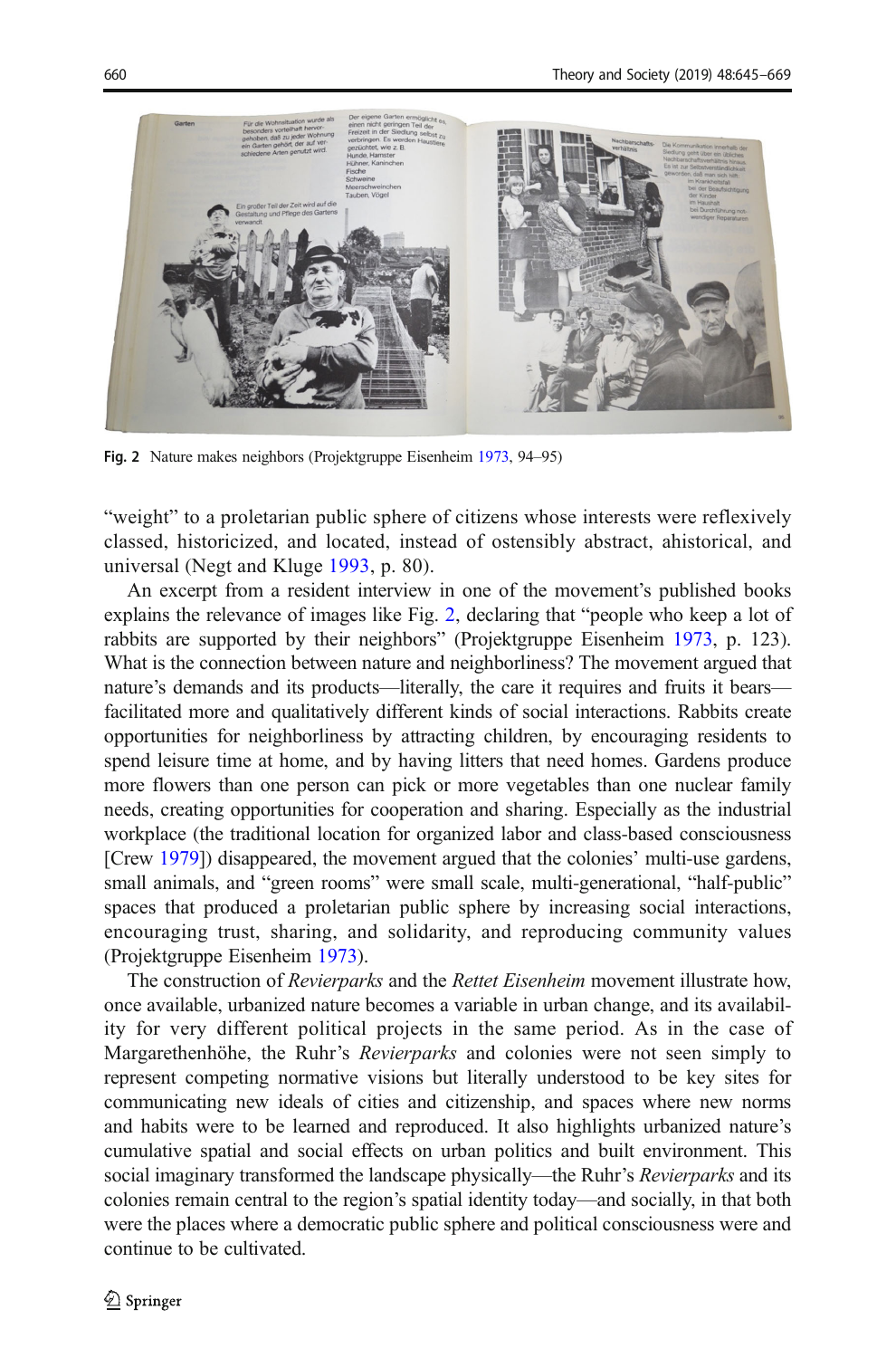Fig. 2 Nature makes neighbors (Projektgruppe Eisenheim 1973, 94–95)

"weight" to a proletarian public sphere of citizens whose interests were reflexively classed, historicized, and located, instead of ostensibly abstract, ahistorical, and universal (Negt and Kluge 1993, p. 80).

An excerpt from a resident interview in one of the movement's published books explains the relevance of images like Fig. 2, declaring that "people who keep a lot of rabbits are supported by their neighbors" (Projektgruppe Eisenheim 1973, p. 123). What is the connection between nature and neighborliness? The movement argued that nature's demands and its products—literally, the care it requires and fruits it bears—facilitated more and qualitatively different kinds of social interactions. Rabbits create opportunities for neighborliness by attracting children, by encouraging residents to spend leisure time at home, and by having litters that need homes. Gardens produce more flowers than one person can pick or more vegetables than one nuclear family needs, creating opportunities for cooperation and sharing. Especially as the industrial workplace (the traditional location for organized labor and class-based consciousness [Crew 1979]) disappeared, the movement argued that the colonies' multi-use gardens, small animals, and "green rooms" were small scale, multi-generational, "half-public" spaces that produced a proletarian public sphere by increasing social interactions, encouraging trust, sharing, and solidarity, and reproducing community values (Projektgruppe Eisenheim 1973).

The construction of *Revierparks* and the *Rettet Eisenheim* movement illustrate how, once available, urbanized nature becomes a variable in urban change, and its availability for very different political projects in the same period. As in the case of Margarethenhöhe, the Ruhr's *Revierparks* and colonies were not seen simply to represent competing normative visions but literally understood to be key sites for communicating new ideals of cities and citizenship, and spaces where new norms and habits were to be learned and reproduced. It also highlights urbanized nature's cumulative spatial and social effects on urban politics and built environment. This social imaginary transformed the landscape physically—the Ruhr's *Revierparks* and its colonies remain central to the region's spatial identity today—and socially, in that both were the places where a democratic public sphere and political consciousness were and continue to be cultivated.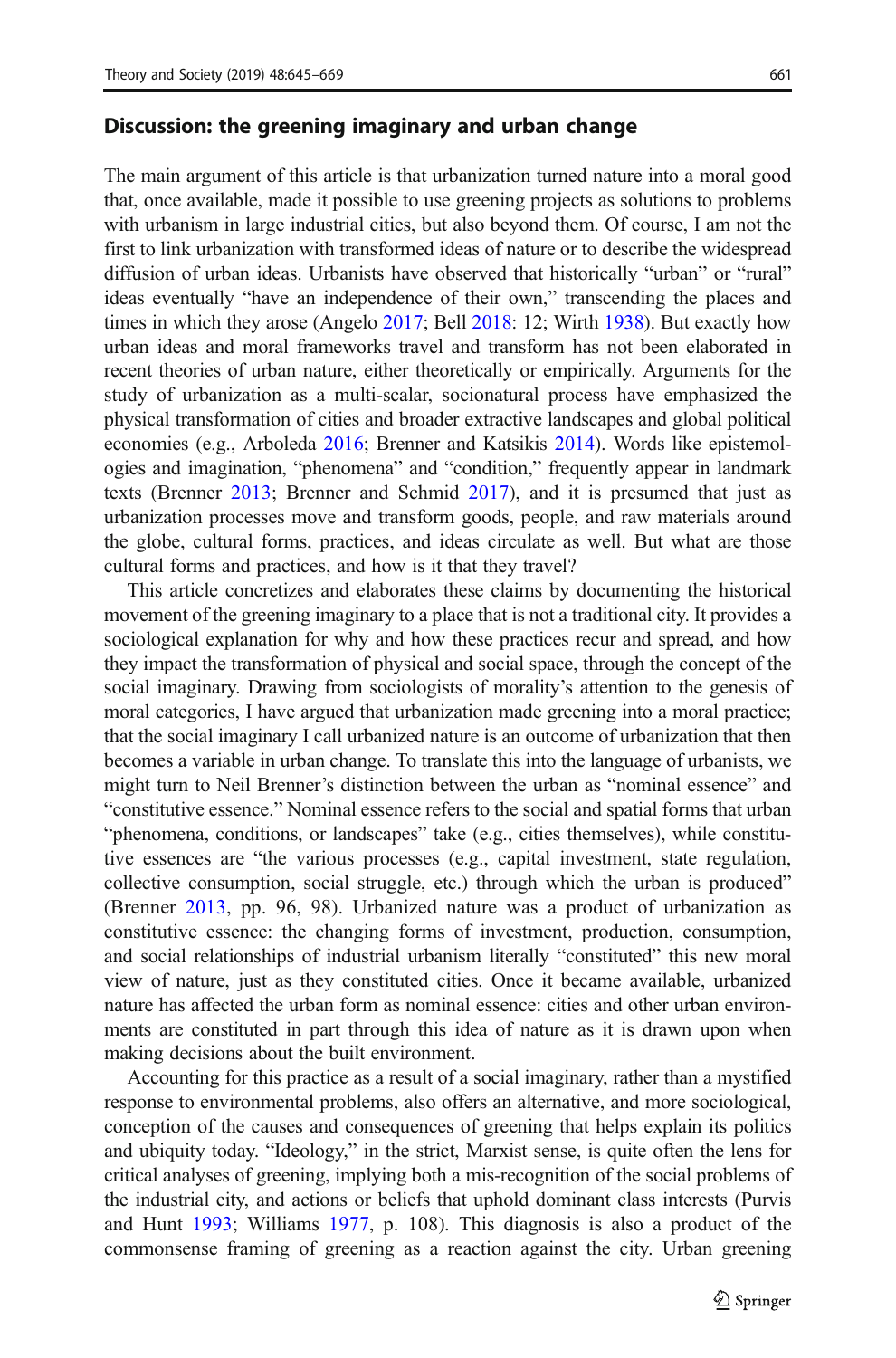## Discussion: the greening imaginary and urban change

The main argument of this article is that urbanization turned nature into a moral good that, once available, made it possible to use greening projects as solutions to problems with urbanism in large industrial cities, but also beyond them. Of course, I am not the first to link urbanization with transformed ideas of nature or to describe the widespread diffusion of urban ideas. Urbanists have observed that historically "urban" or "rural" ideas eventually "have an independence of their own," transcending the places and times in which they arose (Angelo 2017; Bell 2018: 12; Wirth 1938). But exactly how urban ideas and moral frameworks travel and transform has not been elaborated in recent theories of urban nature, either theoretically or empirically. Arguments for the study of urbanization as a multi-scalar, socionatural process have emphasized the physical transformation of cities and broader extractive landscapes and global political economies (e.g., Arboleda 2016; Brenner and Katsikis 2014). Words like epistemologies and imagination, "phenomena" and "condition," frequently appear in landmark texts (Brenner 2013; Brenner and Schmid 2017), and it is presumed that just as urbanization processes move and transform goods, people, and raw materials around the globe, cultural forms, practices, and ideas circulate as well. But what are those cultural forms and practices, and how is it that they travel?

This article concretizes and elaborates these claims by documenting the historical movement of the greening imaginary to a place that is not a traditional city. It provides a sociological explanation for why and how these practices recur and spread, and how they impact the transformation of physical and social space, through the concept of the social imaginary. Drawing from sociologists of morality's attention to the genesis of moral categories, I have argued that urbanization made greening into a moral practice; that the social imaginary I call urbanized nature is an outcome of urbanization that then becomes a variable in urban change. To translate this into the language of urbanists, we might turn to Neil Brenner's distinction between the urban as "nominal essence" and "constitutive essence." Nominal essence refers to the social and spatial forms that urban "phenomena, conditions, or landscapes" take (e.g., cities themselves), while constitutive essences are "the various processes (e.g., capital investment, state regulation, collective consumption, social struggle, etc.) through which the urban is produced" (Brenner 2013, pp. 96, 98). Urbanized nature was a product of urbanization as constitutive essence: the changing forms of investment, production, consumption, and social relationships of industrial urbanism literally "constituted" this new moral view of nature, just as they constituted cities. Once it became available, urbanized nature has affected the urban form as nominal essence: cities and other urban environments are constituted in part through this idea of nature as it is drawn upon when making decisions about the built environment.

Accounting for this practice as a result of a social imaginary, rather than a mystified response to environmental problems, also offers an alternative, and more sociological, conception of the causes and consequences of greening that helps explain its politics and ubiquity today. "Ideology," in the strict, Marxist sense, is quite often the lens for critical analyses of greening, implying both a mis-recognition of the social problems of the industrial city, and actions or beliefs that uphold dominant class interests (Purvis and Hunt 1993; Williams 1977, p. 108). This diagnosis is also a product of the commonsense framing of greening as a reaction against the city. Urban greening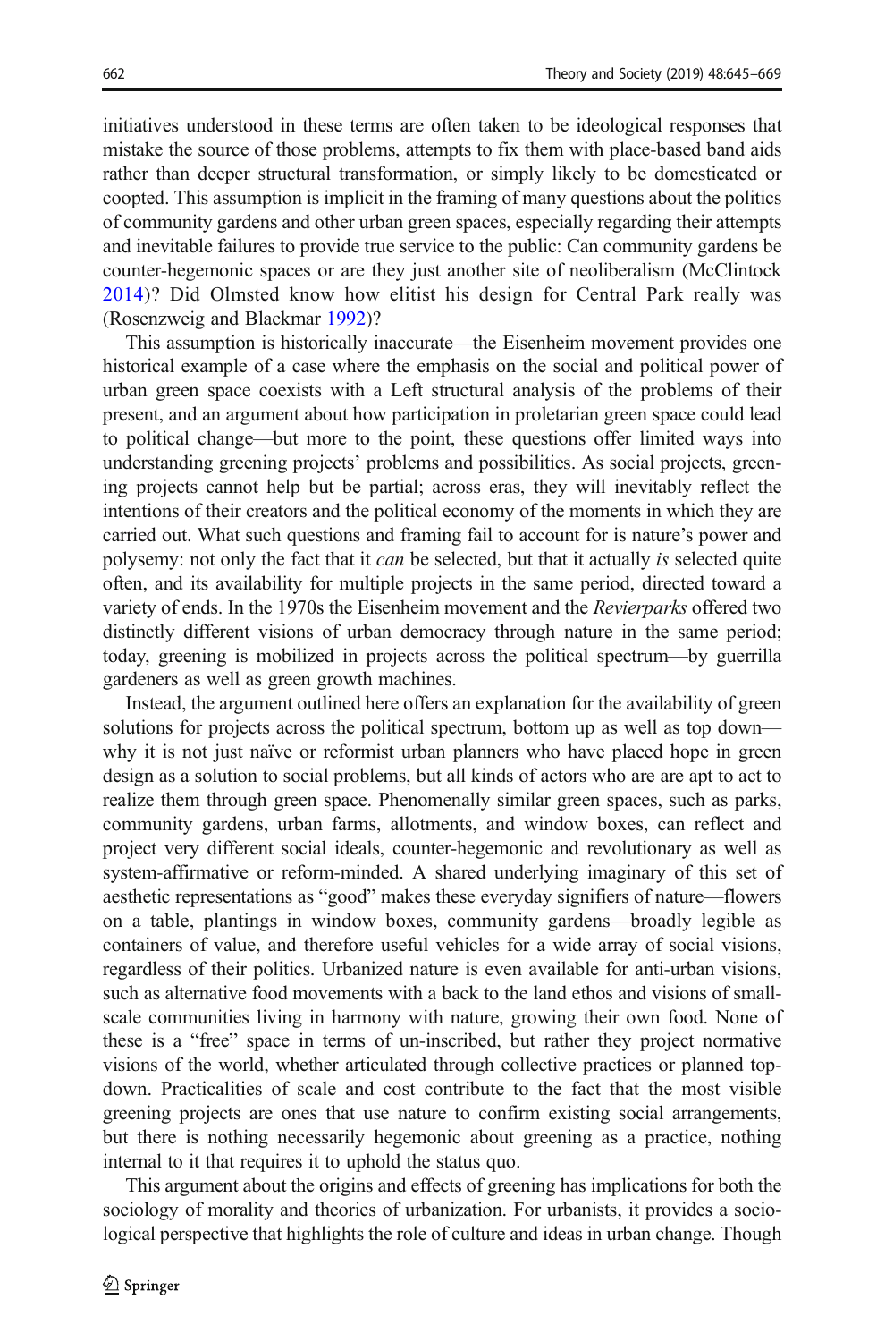initiatives understood in these terms are often taken to be ideological responses that mistake the source of those problems, attempts to fix them with place-based band aids rather than deeper structural transformation, or simply likely to be domesticated or coopted. This assumption is implicit in the framing of many questions about the politics of community gardens and other urban green spaces, especially regarding their attempts and inevitable failures to provide true service to the public: Can community gardens be counter-hegemonic spaces or are they just another site of neoliberalism (McClintock 2014)? Did Olmsted know how elitist his design for Central Park really was (Rosenzweig and Blackmar 1992)?

This assumption is historically inaccurate—the Eisenheim movement provides one historical example of a case where the emphasis on the social and political power of urban green space coexists with a Left structural analysis of the problems of their present, and an argument about how participation in proletarian green space could lead to political change—but more to the point, these questions offer limited ways into understanding greening projects' problems and possibilities. As social projects, greening projects cannot help but be partial; across eras, they will inevitably reflect the intentions of their creators and the political economy of the moments in which they are carried out. What such questions and framing fail to account for is nature's power and polysemy: not only the fact that it *can* be selected, but that it actually *is* selected quite often, and its availability for multiple projects in the same period, directed toward a variety of ends. In the 1970s the Eisenheim movement and the *Revierparks* offered two distinctly different visions of urban democracy through nature in the same period; today, greening is mobilized in projects across the political spectrum—by guerrilla gardeners as well as green growth machines.

Instead, the argument outlined here offers an explanation for the availability of green solutions for projects across the political spectrum, bottom up as well as top down—why it is not just naïve or reformist urban planners who have placed hope in green design as a solution to social problems, but all kinds of actors who are are apt to act to realize them through green space. Phenomenally similar green spaces, such as parks, community gardens, urban farms, allotments, and window boxes, can reflect and project very different social ideals, counter-hegemonic and revolutionary as well as system-affirmative or reform-minded. A shared underlying imaginary of this set of aesthetic representations as "good" makes these everyday signifiers of nature—flowers on a table, plantings in window boxes, community gardens—broadly legible as containers of value, and therefore useful vehicles for a wide array of social visions, regardless of their politics. Urbanized nature is even available for anti-urban visions, such as alternative food movements with a back to the land ethos and visions of small-scale communities living in harmony with nature, growing their own food. None of these is a "free" space in terms of un-inscribed, but rather they project normative visions of the world, whether articulated through collective practices or planned top-down. Practicalities of scale and cost contribute to the fact that the most visible greening projects are ones that use nature to confirm existing social arrangements, but there is nothing necessarily hegemonic about greening as a practice, nothing internal to it that requires it to uphold the status quo.

This argument about the origins and effects of greening has implications for both the sociology of morality and theories of urbanization. For urbanists, it provides a sociological perspective that highlights the role of culture and ideas in urban change. Though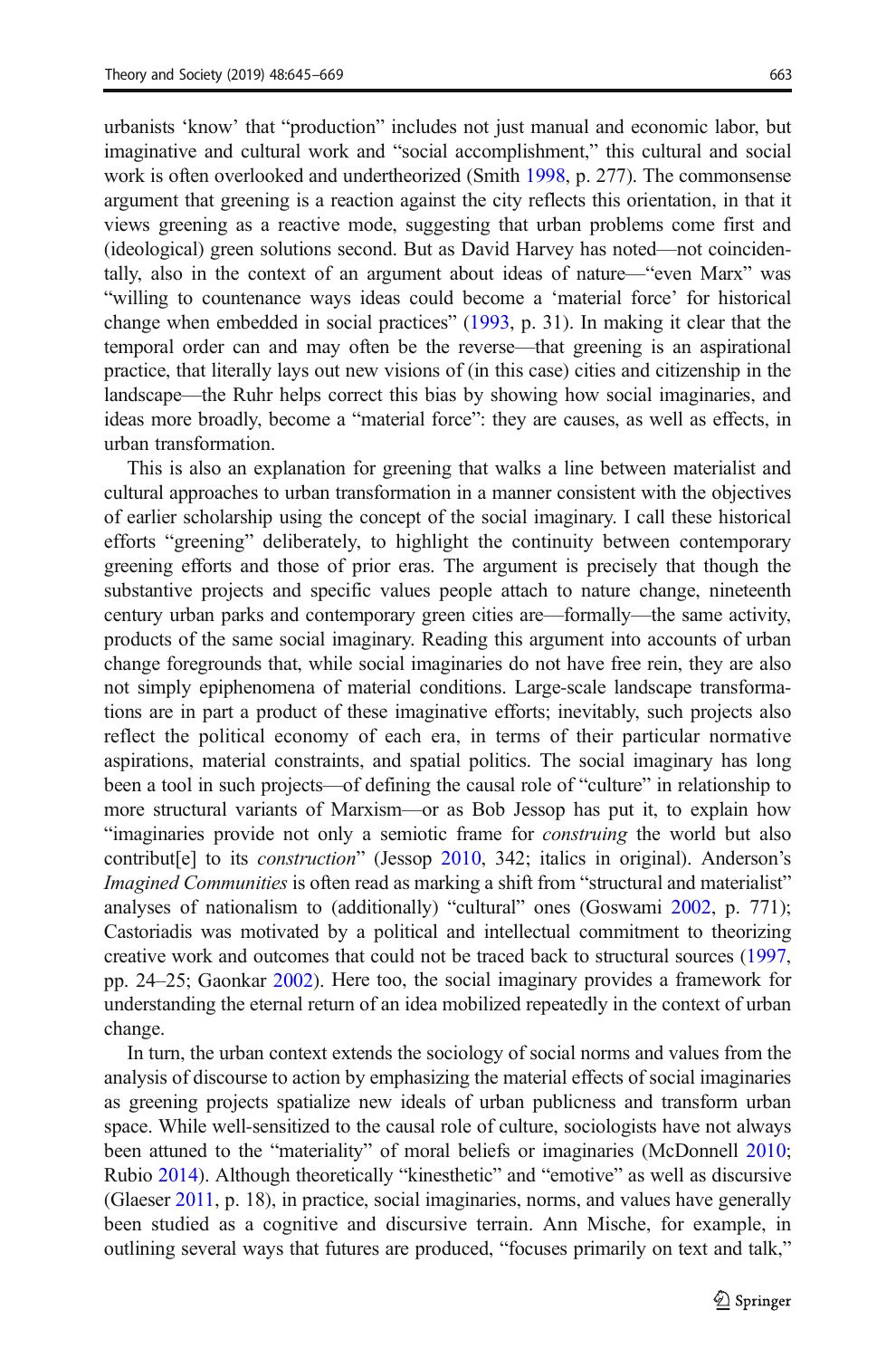urbanists 'know' that "production" includes not just manual and economic labor, but imaginative and cultural work and "social accomplishment," this cultural and social work is often overlooked and undertheorized (Smith 1998, p. 277). The commonsense argument that greening is a reaction against the city reflects this orientation, in that it views greening as a reactive mode, suggesting that urban problems come first and (ideological) green solutions second. But as David Harvey has noted—not coincidentally, also in the context of an argument about ideas of nature—"even Marx" was "willing to countenance ways ideas could become a 'material force' for historical change when embedded in social practices" (1993, p. 31). In making it clear that the temporal order can and may often be the reverse—that greening is an aspirational practice, that literally lays out new visions of (in this case) cities and citizenship in the landscape—the Ruhr helps correct this bias by showing how social imaginaries, and ideas more broadly, become a "material force": they are causes, as well as effects, in urban transformation.

This is also an explanation for greening that walks a line between materialist and cultural approaches to urban transformation in a manner consistent with the objectives of earlier scholarship using the concept of the social imaginary. I call these historical efforts "greening" deliberately, to highlight the continuity between contemporary greening efforts and those of prior eras. The argument is precisely that though the substantive projects and specific values people attach to nature change, nineteenth century urban parks and contemporary green cities are—formally—the same activity, products of the same social imaginary. Reading this argument into accounts of urban change foregrounds that, while social imaginaries do not have free rein, they are also not simply epiphenomena of material conditions. Large-scale landscape transformations are in part a product of these imaginative efforts; inevitably, such projects also reflect the political economy of each era, in terms of their particular normative aspirations, material constraints, and spatial politics. The social imaginary has long been a tool in such projects—of defining the causal role of "culture" in relationship to more structural variants of Marxism—or as Bob Jessop has put it, to explain how "imaginaries provide not only a semiotic frame for *construing* the world but also contribut[e] to its *construction*" (Jessop 2010, 342; italics in original). Anderson's *Imagined Communities* is often read as marking a shift from "structural and materialist" analyses of nationalism to (additionally) "cultural" ones (Goswami 2002, p. 771); Castoriadis was motivated by a political and intellectual commitment to theorizing creative work and outcomes that could not be traced back to structural sources (1997, pp. 24–25; Gaonkar 2002). Here too, the social imaginary provides a framework for understanding the eternal return of an idea mobilized repeatedly in the context of urban change.

In turn, the urban context extends the sociology of social norms and values from the analysis of discourse to action by emphasizing the material effects of social imaginaries as greening projects spatialize new ideals of urban publicness and transform urban space. While well-sensitized to the causal role of culture, sociologists have not always been attuned to the "materiality" of moral beliefs or imaginaries (McDonnell 2010; Rubio 2014). Although theoretically "kinesthetic" and "emotive" as well as discursive (Glaeser 2011, p. 18), in practice, social imaginaries, norms, and values have generally been studied as a cognitive and discursive terrain. Ann Mische, for example, in outlining several ways that futures are produced, "focuses primarily on text and talk,"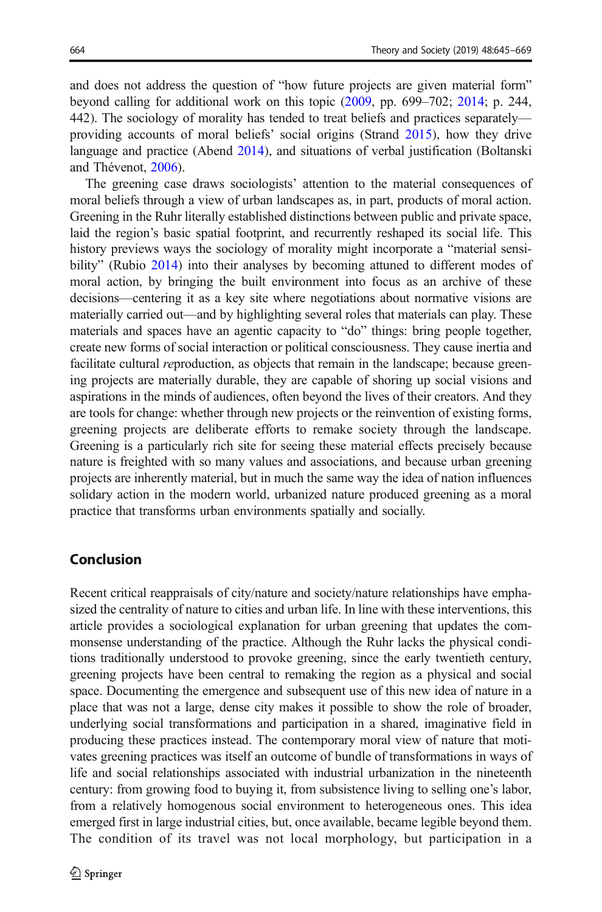and does not address the question of "how future projects are given material form" beyond calling for additional work on this topic (2009, pp. 699–702; 2014; p. 244, 442). The sociology of morality has tended to treat beliefs and practices separately—providing accounts of moral beliefs' social origins (Strand 2015), how they drive language and practice (Abend 2014), and situations of verbal justification (Boltanski and Thévenot, 2006).

The greening case draws sociologists' attention to the material consequences of moral beliefs through a view of urban landscapes as, in part, products of moral action. Greening in the Ruhr literally established distinctions between public and private space, laid the region's basic spatial footprint, and recurrently reshaped its social life. This history previews ways the sociology of morality might incorporate a "material sensibility" (Rubio 2014) into their analyses by becoming attuned to different modes of moral action, by bringing the built environment into focus as an archive of these decisions—centering it as a key site where negotiations about normative visions are materially carried out—and by highlighting several roles that materials can play. These materials and spaces have an agentic capacity to "do" things: bring people together, create new forms of social interaction or political consciousness. They cause inertia and facilitate cultural *re*production, as objects that remain in the landscape; because greening projects are materially durable, they are capable of shoring up social visions and aspirations in the minds of audiences, often beyond the lives of their creators. And they are tools for change: whether through new projects or the reinvention of existing forms, greening projects are deliberate efforts to remake society through the landscape. Greening is a particularly rich site for seeing these material effects precisely because nature is freighted with so many values and associations, and because urban greening projects are inherently material, but in much the same way the idea of nation influences solidary action in the modern world, urbanized nature produced greening as a moral practice that transforms urban environments spatially and socially.

## Conclusion

Recent critical reappraisals of city/nature and society/nature relationships have emphasized the centrality of nature to cities and urban life. In line with these interventions, this article provides a sociological explanation for urban greening that updates the commonsense understanding of the practice. Although the Ruhr lacks the physical conditions traditionally understood to provoke greening, since the early twentieth century, greening projects have been central to remaking the region as a physical and social space. Documenting the emergence and subsequent use of this new idea of nature in a place that was not a large, dense city makes it possible to show the role of broader, underlying social transformations and participation in a shared, imaginative field in producing these practices instead. The contemporary moral view of nature that motivates greening practices was itself an outcome of bundle of transformations in ways of life and social relationships associated with industrial urbanization in the nineteenth century: from growing food to buying it, from subsistence living to selling one's labor, from a relatively homogenous social environment to heterogeneous ones. This idea emerged first in large industrial cities, but, once available, became legible beyond them. The condition of its travel was not local morphology, but participation in a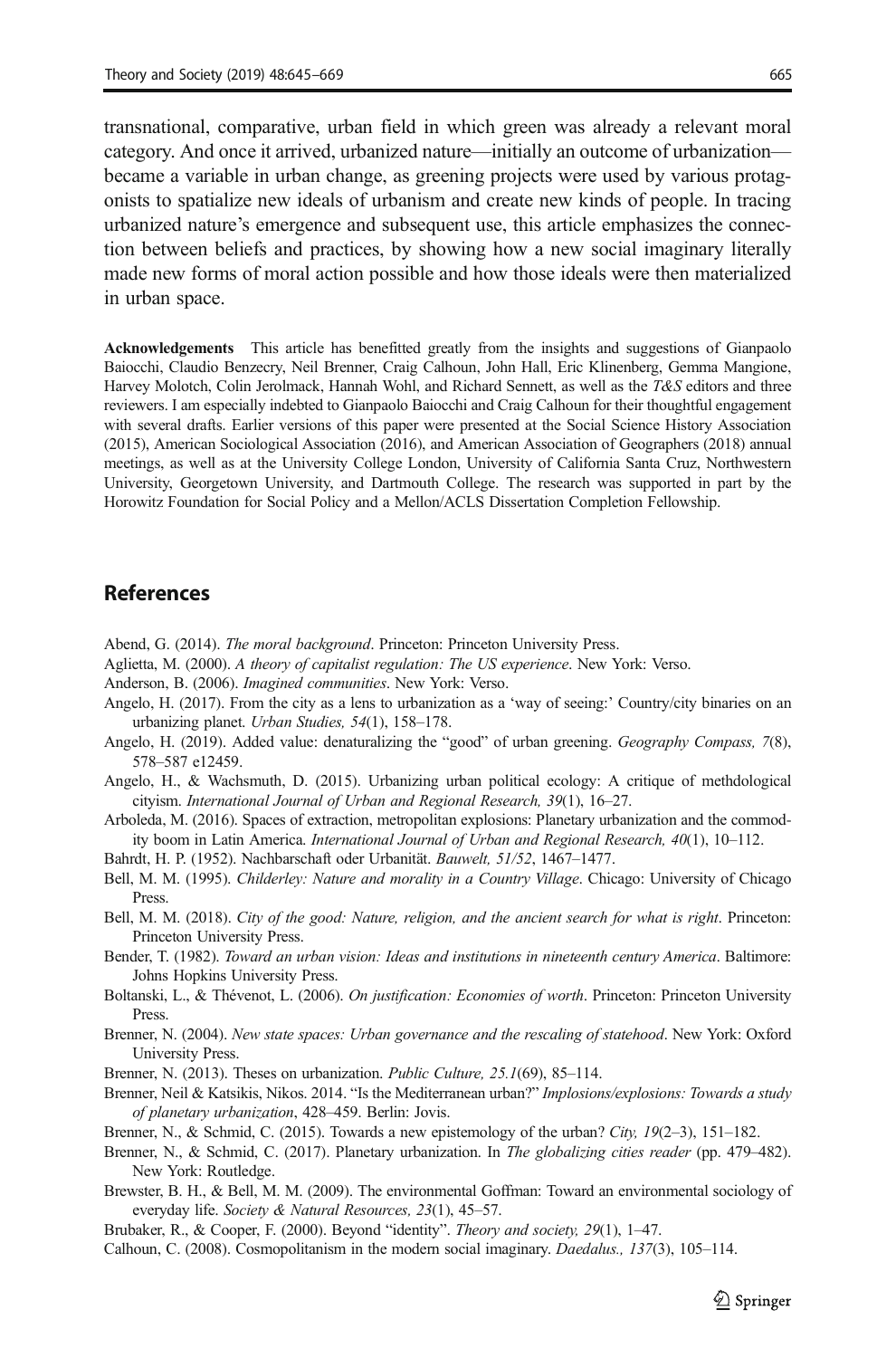transnational, comparative, urban field in which green was already a relevant moral category. And once it arrived, urbanized nature—initially an outcome of urbanization—became a variable in urban change, as greening projects were used by various protagonists to spatialize new ideals of urbanism and create new kinds of people. In tracing urbanized nature's emergence and subsequent use, this article emphasizes the connection between beliefs and practices, by showing how a new social imaginary literally made new forms of moral action possible and how those ideals were then materialized in urban space.

**Acknowledgements** This article has benefitted greatly from the insights and suggestions of Gianpaolo Baiocchi, Claudio Benzecry, Neil Brenner, Craig Calhoun, John Hall, Eric Klinenberg, Gemma Mangione, Harvey Molotch, Colin Jerolmack, Hannah Wohl, and Richard Sennett, as well as the *T&S* editors and three reviewers. I am especially indebted to Gianpaolo Baiocchi and Craig Calhoun for their thoughtful engagement with several drafts. Earlier versions of this paper were presented at the Social Science History Association (2015), American Sociological Association (2016), and American Association of Geographers (2018) annual meetings, as well as at the University College London, University of California Santa Cruz, Northwestern University, Georgetown University, and Dartmouth College. The research was supported in part by the Horowitz Foundation for Social Policy and a Mellon/ACLS Dissertation Completion Fellowship.

## References

Abend, G. (2014). *The moral background*. Princeton: Princeton University Press.

Aglietta, M. (2000). *A theory of capitalist regulation: The US experience*. New York: Verso.

Anderson, B. (2006). *Imagined communities*. New York: Verso.

Angelo, H. (2017). From the city as a lens to urbanization as a 'way of seeing:' Country/city binaries on an urbanizing planet. *Urban Studies, 54*(1), 158–178.

Angelo, H. (2019). Added value: denaturalizing the "good" of urban greening. *Geography Compass, 7*(8), 578–587 e12459.

Angelo, H., & Wachsmuth, D. (2015). Urbanizing urban political ecology: A critique of methdological cityism. *International Journal of Urban and Regional Research, 39*(1), 16–27.

Arboleda, M. (2016). Spaces of extraction, metropolitan explosions: Planetary urbanization and the commodity boom in Latin America. *International Journal of Urban and Regional Research, 40*(1), 10–112.

Bahrdt, H. P. (1952). Nachbarschaft oder Urbanität. *Bauwelt, 51/52*, 1467–1477.

Bell, M. M. (1995). *Childerley: Nature and morality in a Country Village*. Chicago: University of Chicago Press.

Bell, M. M. (2018). *City of the good: Nature, religion, and the ancient search for what is right*. Princeton: Princeton University Press.

Bender, T. (1982). *Toward an urban vision: Ideas and institutions in nineteenth century America*. Baltimore: Johns Hopkins University Press.

Boltanski, L., & Thévenot, L. (2006). *On justification: Economies of worth*. Princeton: Princeton University Press.

Brenner, N. (2004). *New state spaces: Urban governance and the rescaling of statehood*. New York: Oxford University Press.

Brenner, N. (2013). Theses on urbanization. *Public Culture, 25.1*(69), 85–114.

Brenner, Neil & Katsikis, Nikos. 2014. "Is the Mediterranean urban?" *Implosions/explosions: Towards a study of planetary urbanization*, 428–459. Berlin: Jovis.

Brenner, N., & Schmid, C. (2015). Towards a new epistemology of the urban? *City, 19*(2–3), 151–182.

Brenner, N., & Schmid, C. (2017). Planetary urbanization. In *The globalizing cities reader* (pp. 479–482). New York: Routledge.

Brewster, B. H., & Bell, M. M. (2009). The environmental Goffman: Toward an environmental sociology of everyday life. *Society & Natural Resources, 23*(1), 45–57.

Brubaker, R., & Cooper, F. (2000). Beyond "identity". *Theory and society, 29*(1), 1–47.

Calhoun, C. (2008). Cosmopolitanism in the modern social imaginary. *Daedalus., 137*(3), 105–114.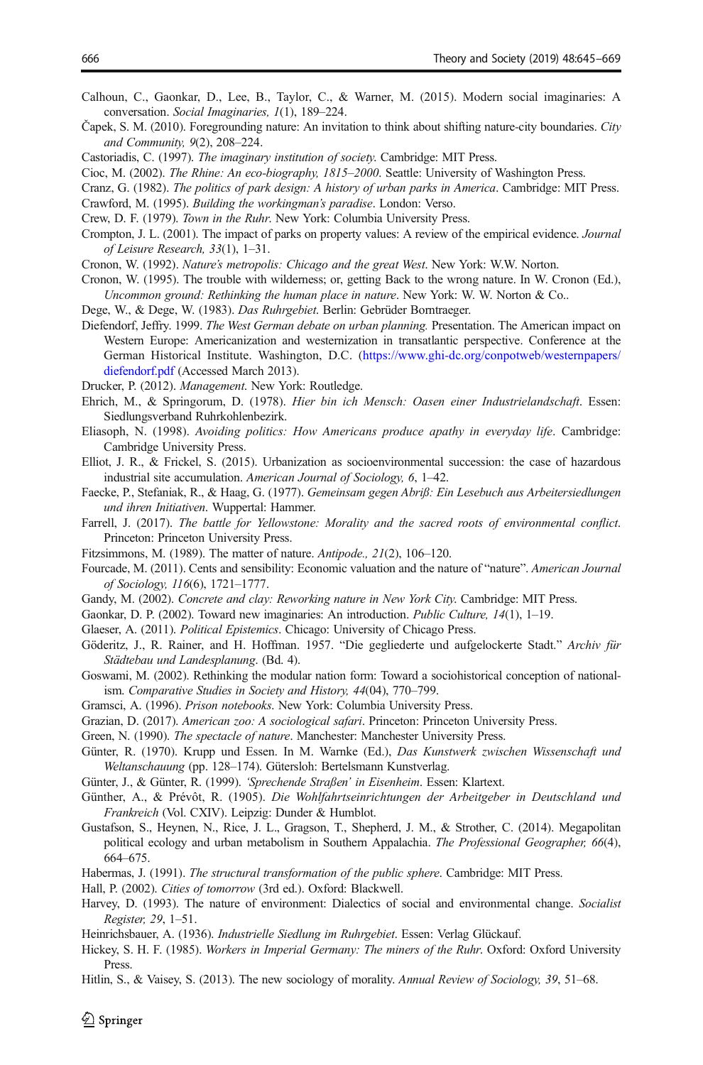Calhoun, C., Gaonkar, D., Lee, B., Taylor, C., & Warner, M. (2015). Modern social imaginaries: A conversation. *Social Imaginaries, 1*(1), 189–224.

Čapek, S. M. (2010). Foregrounding nature: An invitation to think about shifting nature-city boundaries. *City and Community, 9*(2), 208–224.

Castoriadis, C. (1997). *The imaginary institution of society*. Cambridge: MIT Press.

Cioc, M. (2002). *The Rhine: An eco-biography, 1815–2000*. Seattle: University of Washington Press.

Cranz, G. (1982). *The politics of park design: A history of urban parks in America*. Cambridge: MIT Press.

Crawford, M. (1995). *Building the workingman's paradise*. London: Verso.

Crew, D. F. (1979). *Town in the Ruhr*. New York: Columbia University Press.

Crompton, J. L. (2001). The impact of parks on property values: A review of the empirical evidence. *Journal of Leisure Research, 33*(1), 1–31.

Cronon, W. (1992). *Nature's metropolis: Chicago and the great West*. New York: W.W. Norton.

Cronon, W. (1995). The trouble with wilderness; or, getting Back to the wrong nature. In W. Cronon (Ed.), *Uncommon ground: Rethinking the human place in nature*. New York: W. W. Norton & Co..

Dege, W., & Dege, W. (1983). *Das Ruhrgebiet*. Berlin: Gebrüder Borntraeger.

Diefendorf, Jeffry. 1999. *The West German debate on urban planning*. Presentation. The American impact on Western Europe: Americanization and westernization in transatlantic perspective. Conference at the German Historical Institute. Washington, D.C. (https://www.ghi-dc.org/conpotweb/westernpapers/diefendorf.pdf (Accessed March 2013).

Drucker, P. (2012). *Management*. New York: Routledge.

Ehrich, M., & Springorum, D. (1978). *Hier bin ich Mensch: Oasen einer Industrielandschaft*. Essen: Siedlungsverband Ruhrkohlenbezirk.

Eliasoph, N. (1998). *Avoiding politics: How Americans produce apathy in everyday life*. Cambridge: Cambridge University Press.

Elliot, J. R., & Frickel, S. (2015). Urbanization as socioenvironmental succession: the case of hazardous industrial site accumulation. *American Journal of Sociology, 6*, 1–42.

Faecke, P., Stefaniak, R., & Haag, G. (1977). *Gemeinsam gegen Abriß: Ein Lesebuch aus Arbeitersiedlungen und ihren Initiativen*. Wuppertal: Hammer.

Farrell, J. (2017). *The battle for Yellowstone: Morality and the sacred roots of environmental conflict*. Princeton: Princeton University Press.

Fitzsimmons, M. (1989). The matter of nature. *Antipode., 21*(2), 106–120.

Fourcade, M. (2011). Cents and sensibility: Economic valuation and the nature of "nature". *American Journal of Sociology, 116*(6), 1721–1777.

Gandy, M. (2002). *Concrete and clay: Reworking nature in New York City*. Cambridge: MIT Press.

Gaonkar, D. P. (2002). Toward new imaginaries: An introduction. *Public Culture, 14*(1), 1–19.

Glaeser, A. (2011). *Political Epistemics*. Chicago: University of Chicago Press.

Göderitz, J., R. Rainer, and H. Hoffman. 1957. "Die gegliederte und aufgelockerte Stadt." *Archiv für Städtebau und Landesplanung*. (Bd. 4).

Goswami, M. (2002). Rethinking the modular nation form: Toward a sociohistorical conception of nationalism. *Comparative Studies in Society and History, 44*(04), 770–799.

Gramsci, A. (1996). *Prison notebooks*. New York: Columbia University Press.

Grazian, D. (2017). *American zoo: A sociological safari*. Princeton: Princeton University Press.

Green, N. (1990). *The spectacle of nature*. Manchester: Manchester University Press.

Günter, R. (1970). Krupp und Essen. In M. Warnke (Ed.), *Das Kunstwerk zwischen Wissenschaft und Weltanschauung* (pp. 128–174). Gütersloh: Bertelsmann Kunstverlag.

Günter, J., & Günter, R. (1999). *'Sprechende Straßen' in Eisenheim*. Essen: Klartext.

Günther, A., & Prévôt, R. (1905). *Die Wohlfahrtseinrichtungen der Arbeitgeber in Deutschland und Frankreich* (Vol. CXIV). Leipzig: Dunder & Humblot.

Gustafson, S., Heynen, N., Rice, J. L., Gragson, T., Shepherd, J. M., & Strother, C. (2014). Megapolitan political ecology and urban metabolism in Southern Appalachia. *The Professional Geographer, 66*(4), 664–675.

Habermas, J. (1991). *The structural transformation of the public sphere*. Cambridge: MIT Press.

Hall, P. (2002). *Cities of tomorrow* (3rd ed.). Oxford: Blackwell.

Harvey, D. (1993). The nature of environment: Dialectics of social and environmental change. *Socialist Register, 29*, 1–51.

Heinrichsbauer, A. (1936). *Industrielle Siedlung im Ruhrgebiet*. Essen: Verlag Glückauf.

Hickey, S. H. F. (1985). *Workers in Imperial Germany: The miners of the Ruhr*. Oxford: Oxford University Press.

Hitlin, S., & Vaisey, S. (2013). The new sociology of morality. *Annual Review of Sociology, 39*, 51–68.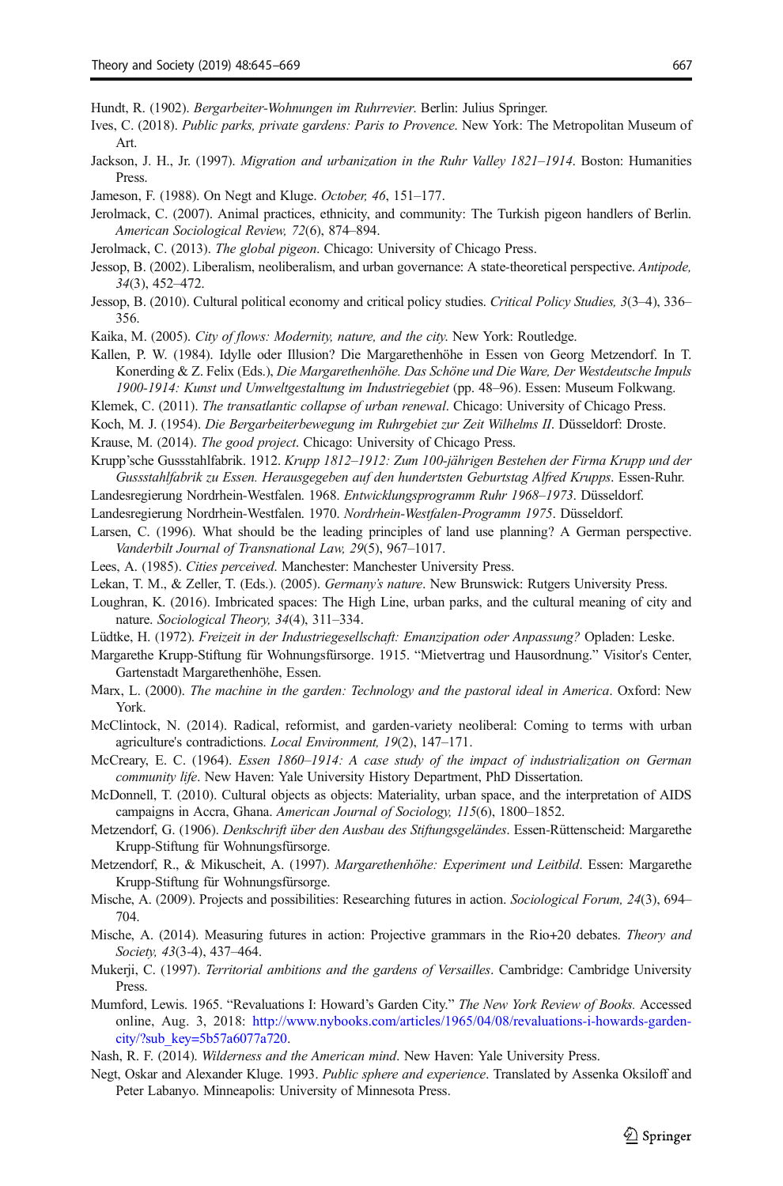Hundt, R. (1902). *Bergarbeiter-Wohnungen im Ruhrrevier*. Berlin: Julius Springer.

Ives, C. (2018). *Public parks, private gardens: Paris to Provence*. New York: The Metropolitan Museum of Art.

Jackson, J. H., Jr. (1997). *Migration and urbanization in the Ruhr Valley 1821–1914*. Boston: Humanities Press.

Jameson, F. (1988). On Negt and Kluge. *October, 46*, 151–177.

Jerolmack, C. (2007). Animal practices, ethnicity, and community: The Turkish pigeon handlers of Berlin. *American Sociological Review, 72*(6), 874–894.

Jerolmack, C. (2013). *The global pigeon*. Chicago: University of Chicago Press.

Jessop, B. (2002). Liberalism, neoliberalism, and urban governance: A state-theoretical perspective. *Antipode, 34*(3), 452–472.

Jessop, B. (2010). Cultural political economy and critical policy studies. *Critical Policy Studies, 3*(3–4), 336–356.

Kaika, M. (2005). *City of flows: Modernity, nature, and the city*. New York: Routledge.

Kallen, P. W. (1984). Idylle oder Illusion? Die Margarethenhöhe in Essen von Georg Metzendorf. In T. Konerding & Z. Felix (Eds.), *Die Margarethenhöhe. Das Schöne und Die Ware, Der Westdeutsche Impuls 1900-1914: Kunst und Umweltgestaltung im Industriegebiet* (pp. 48–96). Essen: Museum Folkwang.

Klemek, C. (2011). *The transatlantic collapse of urban renewal*. Chicago: University of Chicago Press.

Koch, M. J. (1954). *Die Bergarbeiterbewegung im Ruhrgebiet zur Zeit Wilhelms II*. Düsseldorf: Droste.

Krause, M. (2014). *The good project*. Chicago: University of Chicago Press.

Krupp'sche Gussstahlfabrik. 1912. *Krupp 1812–1912: Zum 100-jährigen Bestehen der Firma Krupp und der Gussstahlfabrik zu Essen. Herausgegeben auf den hundertsten Geburtstag Alfred Krupps*. Essen-Ruhr.

Landesregierung Nordrhein-Westfalen. 1968. *Entwicklungsprogramm Ruhr 1968–1973*. Düsseldorf.

Landesregierung Nordrhein-Westfalen. 1970. *Nordrhein-Westfalen-Programm 1975*. Düsseldorf.

Larsen, C. (1996). What should be the leading principles of land use planning? A German perspective. *Vanderbilt Journal of Transnational Law, 29*(5), 967–1017.

Lees, A. (1985). *Cities perceived*. Manchester: Manchester University Press.

Lekan, T. M., & Zeller, T. (Eds.). (2005). *Germany's nature*. New Brunswick: Rutgers University Press.

Loughran, K. (2016). Imbricated spaces: The High Line, urban parks, and the cultural meaning of city and nature. *Sociological Theory, 34*(4), 311–334.

Lüdtke, H. (1972). *Freizeit in der Industriegesellschaft: Emanzipation oder Anpassung?* Opladen: Leske.

Margarethe Krupp-Stiftung für Wohnungsfürsorge. 1915. "Mietvertrag und Hausordnung." Visitor's Center, Gartenstadt Margarethenhöhe, Essen.

Marx, L. (2000). *The machine in the garden: Technology and the pastoral ideal in America*. Oxford: New York.

McClintock, N. (2014). Radical, reformist, and garden-variety neoliberal: Coming to terms with urban agriculture's contradictions. *Local Environment, 19*(2), 147–171.

McCreary, E. C. (1964). *Essen 1860–1914: A case study of the impact of industrialization on German community life*. New Haven: Yale University History Department, PhD Dissertation.

McDonnell, T. (2010). Cultural objects as objects: Materiality, urban space, and the interpretation of AIDS campaigns in Accra, Ghana. *American Journal of Sociology, 115*(6), 1800–1852.

Metzendorf, G. (1906). *Denkschrift über den Ausbau des Stiftungsgeländes*. Essen-Rüttenscheid: Margarethe Krupp-Stiftung für Wohnungsfürsorge.

Metzendorf, R., & Mikuscheit, A. (1997). *Margarethenhöhe: Experiment und Leitbild*. Essen: Margarethe Krupp-Stiftung für Wohnungsfürsorge.

Mische, A. (2009). Projects and possibilities: Researching futures in action. *Sociological Forum, 24*(3), 694–704.

Mische, A. (2014). Measuring futures in action: Projective grammars in the Rio+20 debates. *Theory and Society, 43*(3-4), 437–464.

Mukerji, C. (1997). *Territorial ambitions and the gardens of Versailles*. Cambridge: Cambridge University Press.

Mumford, Lewis. 1965. "Revaluations I: Howard's Garden City." *The New York Review of Books.* Accessed online, Aug. 3, 2018: http://www.nybooks.com/articles/1965/04/08/revaluations-i-howards-garden-city/?sub_key=5b57a6077a720.

Nash, R. F. (2014). *Wilderness and the American mind*. New Haven: Yale University Press.

Negt, Oskar and Alexander Kluge. 1993. *Public sphere and experience*. Translated by Assenka Oksiloff and Peter Labanyo. Minneapolis: University of Minnesota Press.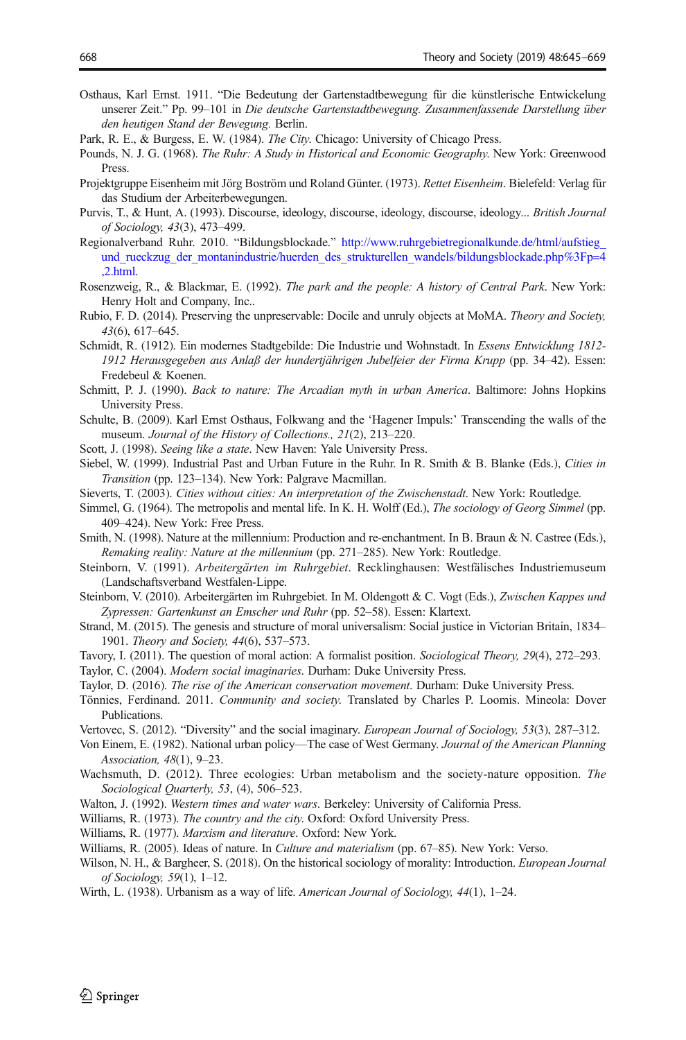Osthaus, Karl Ernst. 1911. "Die Bedeutung der Gartenstadtbewegung für die künstlerische Entwickelung unserer Zeit." Pp. 99–101 in *Die deutsche Gartenstadtbewegung. Zusammenfassende Darstellung über den heutigen Stand der Bewegung.* Berlin.

Park, R. E., & Burgess, E. W. (1984). *The City*. Chicago: University of Chicago Press.

Pounds, N. J. G. (1968). *The Ruhr: A Study in Historical and Economic Geography*. New York: Greenwood Press.

Projektgruppe Eisenheim mit Jörg Boström und Roland Günter. (1973). *Rettet Eisenheim*. Bielefeld: Verlag für das Studium der Arbeiterbewegungen.

Purvis, T., & Hunt, A. (1993). Discourse, ideology, discourse, ideology, discourse, ideology... *British Journal of Sociology, 43*(3), 473–499.

Regionalverband Ruhr. 2010. "Bildungsblockade." http://www.ruhrgebietregionalkunde.de/html/aufstieg_und_rueckzug_der_montanindustrie/huerden_des_strukturellen_wandels/bildungsblockade.php%3Fp=4,2.html.

Rosenzweig, R., & Blackmar, E. (1992). *The park and the people: A history of Central Park*. New York: Henry Holt and Company, Inc..

Rubio, F. D. (2014). Preserving the unpreservable: Docile and unruly objects at MoMA. *Theory and Society, 43*(6), 617–645.

Schmidt, R. (1912). Ein modernes Stadtgebilde: Die Industrie und Wohnstadt. In *Essens Entwicklung 1812-1912 Herausgegeben aus Anlaß der hundertjährigen Jubelfeier der Firma Krupp* (pp. 34–42). Essen: Fredebeul & Koenen.

Schmitt, P. J. (1990). *Back to nature: The Arcadian myth in urban America*. Baltimore: Johns Hopkins University Press.

Schulte, B. (2009). Karl Ernst Osthaus, Folkwang and the 'Hagener Impuls:' Transcending the walls of the museum. *Journal of the History of Collections., 21*(2), 213–220.

Scott, J. (1998). *Seeing like a state*. New Haven: Yale University Press.

Siebel, W. (1999). Industrial Past and Urban Future in the Ruhr. In R. Smith & B. Blanke (Eds.), *Cities in Transition* (pp. 123–134). New York: Palgrave Macmillan.

Sieverts, T. (2003). *Cities without cities: An interpretation of the Zwischenstadt*. New York: Routledge.

Simmel, G. (1964). The metropolis and mental life. In K. H. Wolff (Ed.), *The sociology of Georg Simmel* (pp. 409–424). New York: Free Press.

Smith, N. (1998). Nature at the millennium: Production and re-enchantment. In B. Braun & N. Castree (Eds.), *Remaking reality: Nature at the millennium* (pp. 271–285). New York: Routledge.

Steinborn, V. (1991). *Arbeitergärten im Ruhrgebiet*. Recklinghausen: Westfälisches Industriemuseum (Landschaftsverband Westfalen-Lippe.

Steinborn, V. (2010). Arbeitergärten im Ruhrgebiet. In M. Oldengott & C. Vogt (Eds.), *Zwischen Kappes und Zypressen: Gartenkunst an Emscher und Ruhr* (pp. 52–58). Essen: Klartext.

Strand, M. (2015). The genesis and structure of moral universalism: Social justice in Victorian Britain, 1834–1901. *Theory and Society, 44*(6), 537–573.

Tavory, I. (2011). The question of moral action: A formalist position. *Sociological Theory, 29*(4), 272–293.

Taylor, C. (2004). *Modern social imaginaries*. Durham: Duke University Press.

Taylor, D. (2016). *The rise of the American conservation movement*. Durham: Duke University Press.

Tönnies, Ferdinand. 2011. *Community and society.* Translated by Charles P. Loomis. Mineola: Dover Publications.

Vertovec, S. (2012). "Diversity" and the social imaginary. *European Journal of Sociology, 53*(3), 287–312.

Von Einem, E. (1982). National urban policy—The case of West Germany. *Journal of the American Planning Association, 48*(1), 9–23.

Wachsmuth, D. (2012). Three ecologies: Urban metabolism and the society-nature opposition. *The Sociological Quarterly, 53*, (4), 506–523.

Walton, J. (1992). *Western times and water wars*. Berkeley: University of California Press.

Williams, R. (1973). *The country and the city*. Oxford: Oxford University Press.

Williams, R. (1977). *Marxism and literature*. Oxford: New York.

Williams, R. (2005). Ideas of nature. In *Culture and materialism* (pp. 67–85). New York: Verso.

Wilson, N. H., & Bargheer, S. (2018). On the historical sociology of morality: Introduction. *European Journal of Sociology, 59*(1), 1–12.

Wirth, L. (1938). Urbanism as a way of life. *American Journal of Sociology, 44*(1), 1–24.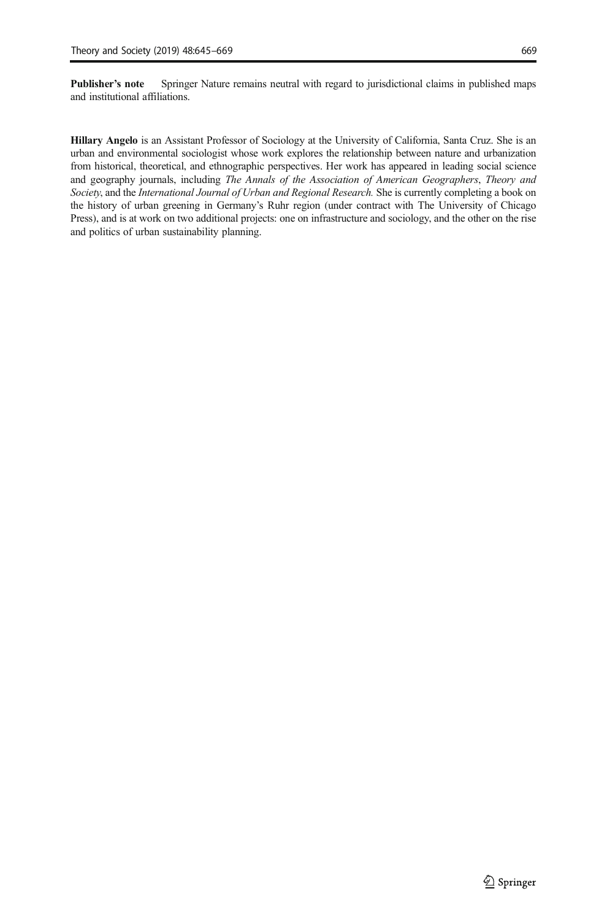**Publisher's note** Springer Nature remains neutral with regard to jurisdictional claims in published maps and institutional affiliations.

**Hillary Angelo** is an Assistant Professor of Sociology at the University of California, Santa Cruz. She is an urban and environmental sociologist whose work explores the relationship between nature and urbanization from historical, theoretical, and ethnographic perspectives. Her work has appeared in leading social science and geography journals, including *The Annals of the Association of American Geographers*, *Theory and Society*, and the *International Journal of Urban and Regional Research.* She is currently completing a book on the history of urban greening in Germany's Ruhr region (under contract with The University of Chicago Press), and is at work on two additional projects: one on infrastructure and sociology, and the other on the rise and politics of urban sustainability planning.